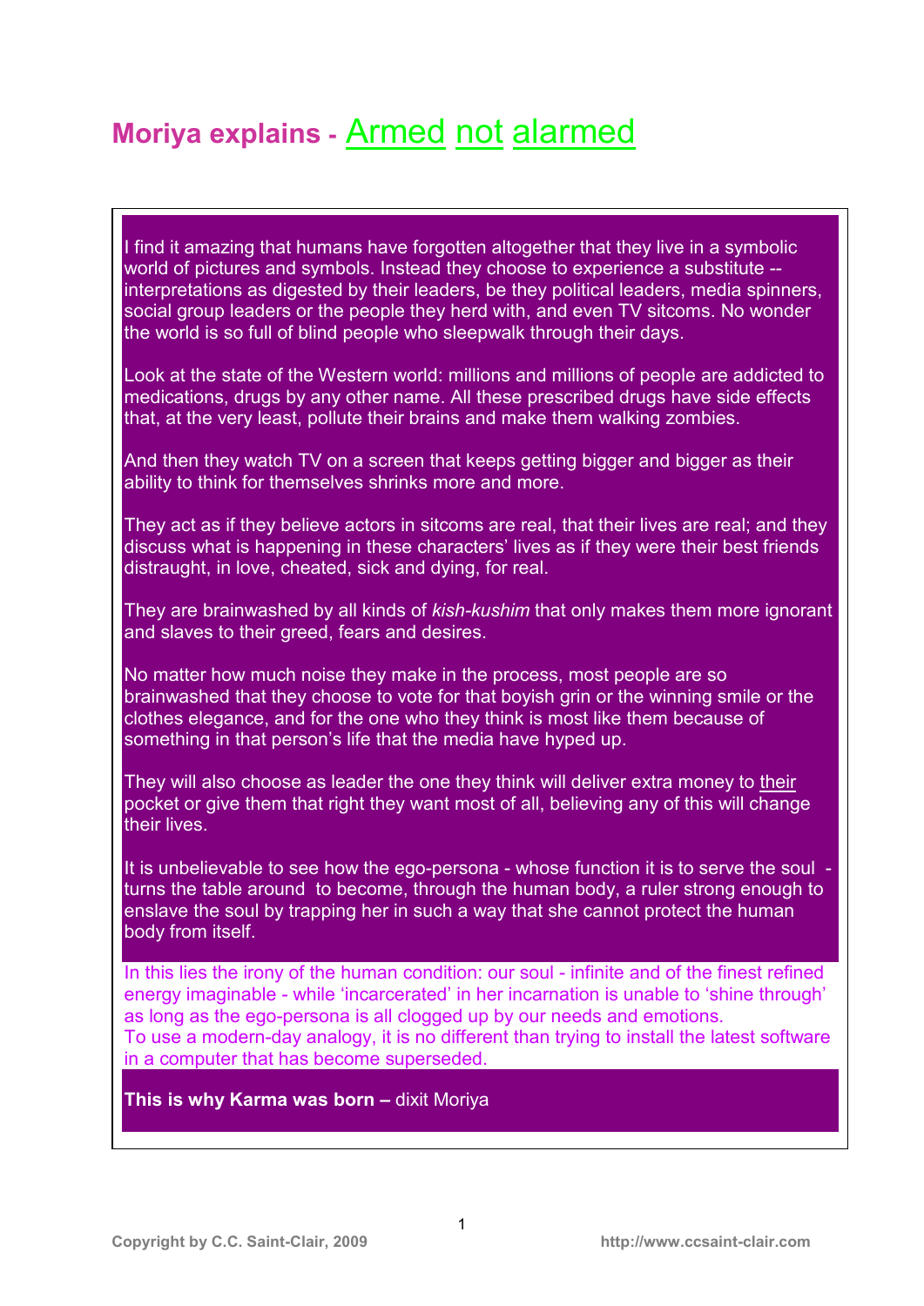# Moriya explains - Armed not alarmed

I find it amazing that humans have forgotten altogether that they live in a symbolic world of pictures and symbols. Instead they choose to experience a substitute -- interpretations as digested by their leaders, be they political leaders, media spinners, social group leaders or the people they herd with, and even TV sitcoms. No wonder the world is so full of blind people who sleepwalk through their days.

Look at the state of the Western world: millions and millions of people are addicted to medications, drugs by any other name. All these prescribed drugs have side effects that, at the very least, pollute their brains and make them walking zombies.

And then they watch TV on a screen that keeps getting bigger and bigger as their ability to think for themselves shrinks more and more.

They act as if they believe actors in sitcoms are real, that their lives are real; and they discuss what is happening in these characters' lives as if they were their best friends distraught, in love, cheated, sick and dying, for real.

They are brainwashed by all kinds of *kish-kushim* that only makes them more ignorant and slaves to their greed, fears and desires.

No matter how much noise they make in the process, most people are so brainwashed that they choose to vote for that boyish grin or the winning smile or the clothes elegance, and for the one who they think is most like them because of something in that person's life that the media have hyped up.

They will also choose as leader the one they think will deliver extra money to their pocket or give them that right they want most of all, believing any of this will change their lives.

It is unbelievable to see how the ego-persona - whose function it is to serve the soul - turns the table around to become, through the human body, a ruler strong enough to enslave the soul by trapping her in such a way that she cannot protect the human body from itself.

In this lies the irony of the human condition: our soul - infinite and of the finest refined energy imaginable - while 'incarcerated' in her incarnation is unable to 'shine through' as long as the ego-persona is all clogged up by our needs and emotions.
To use a modern-day analogy, it is no different than trying to install the latest software in a computer that has become superseded.

**This is why Karma was born –** dixit Moriya

Copyright by C.C. Saint-Clair, 2009 http://www.ccsaint-clair.com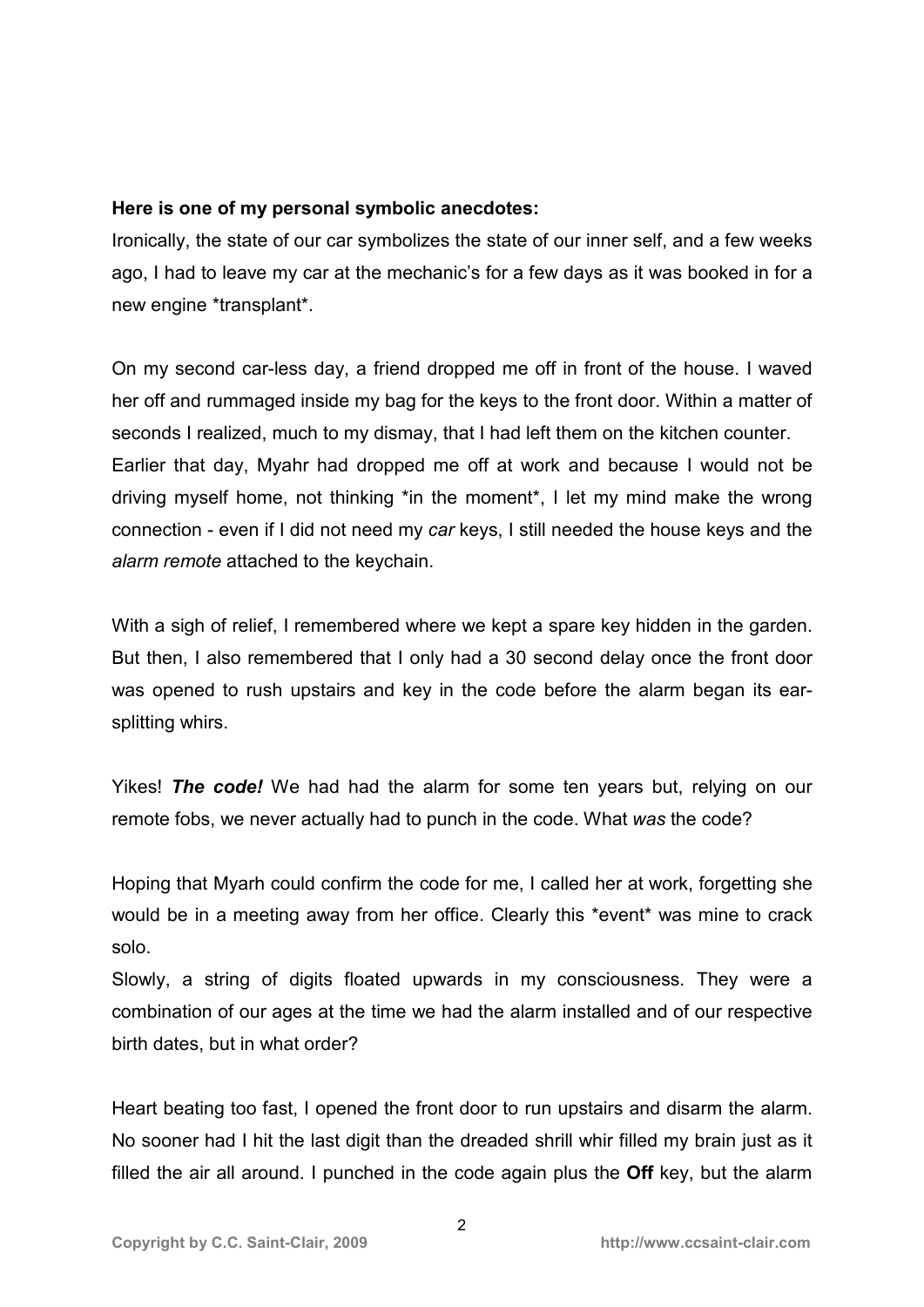**Here is one of my personal symbolic anecdotes:**

Ironically, the state of our car symbolizes the state of our inner self, and a few weeks ago, I had to leave my car at the mechanic's for a few days as it was booked in for a new engine *transplant*.

On my second car-less day, a friend dropped me off in front of the house. I waved her off and rummaged inside my bag for the keys to the front door. Within a matter of seconds I realized, much to my dismay, that I had left them on the kitchen counter.
Earlier that day, Myahr had dropped me off at work and because I would not be driving myself home, not thinking *in the moment*, I let my mind make the wrong connection - even if I did not need my *car* keys, I still needed the house keys and the *alarm remote* attached to the keychain.

With a sigh of relief, I remembered where we kept a spare key hidden in the garden. But then, I also remembered that I only had a 30 second delay once the front door was opened to rush upstairs and key in the code before the alarm began its ear-splitting whirs.

Yikes! ***The code!*** We had had the alarm for some ten years but, relying on our remote fobs, we never actually had to punch in the code. What *was* the code?

Hoping that Myarh could confirm the code for me, I called her at work, forgetting she would be in a meeting away from her office. Clearly this *event* was mine to crack solo.
Slowly, a string of digits floated upwards in my consciousness. They were a combination of our ages at the time we had the alarm installed and of our respective birth dates, but in what order?

Heart beating too fast, I opened the front door to run upstairs and disarm the alarm. No sooner had I hit the last digit than the dreaded shrill whir filled my brain just as it filled the air all around. I punched in the code again plus the **Off** key, but the alarm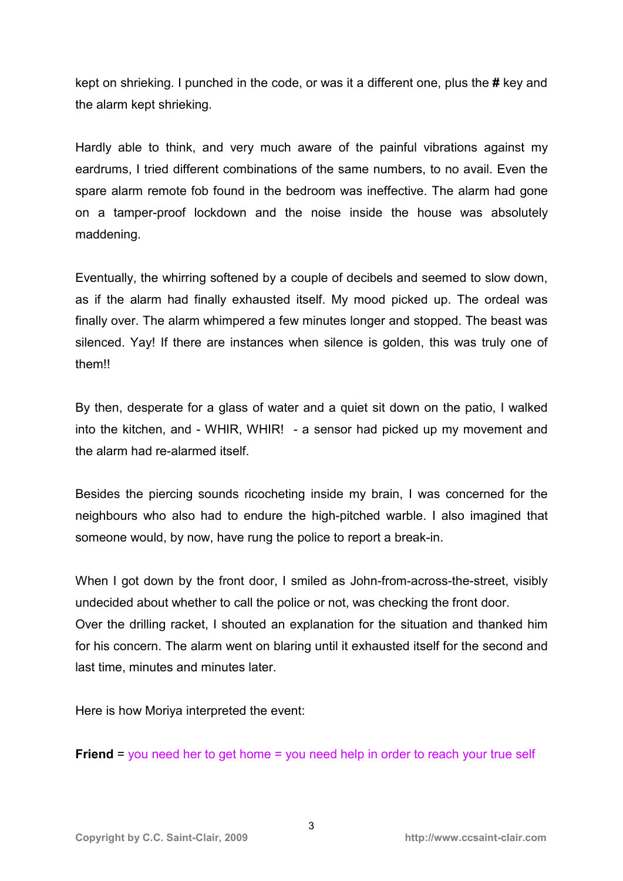kept on shrieking. I punched in the code, or was it a different one, plus the **#** key and the alarm kept shrieking.

Hardly able to think, and very much aware of the painful vibrations against my eardrums, I tried different combinations of the same numbers, to no avail. Even the spare alarm remote fob found in the bedroom was ineffective. The alarm had gone on a tamper-proof lockdown and the noise inside the house was absolutely maddening.

Eventually, the whirring softened by a couple of decibels and seemed to slow down, as if the alarm had finally exhausted itself. My mood picked up. The ordeal was finally over. The alarm whimpered a few minutes longer and stopped. The beast was silenced. Yay! If there are instances when silence is golden, this was truly one of them!!

By then, desperate for a glass of water and a quiet sit down on the patio, I walked into the kitchen, and - WHIR, WHIR! - a sensor had picked up my movement and the alarm had re-alarmed itself.

Besides the piercing sounds ricocheting inside my brain, I was concerned for the neighbours who also had to endure the high-pitched warble. I also imagined that someone would, by now, have rung the police to report a break-in.

When I got down by the front door, I smiled as John-from-across-the-street, visibly undecided about whether to call the police or not, was checking the front door.
Over the drilling racket, I shouted an explanation for the situation and thanked him for his concern. The alarm went on blaring until it exhausted itself for the second and last time, minutes and minutes later.

Here is how Moriya interpreted the event:

**Friend** = you need her to get home = you need help in order to reach your true self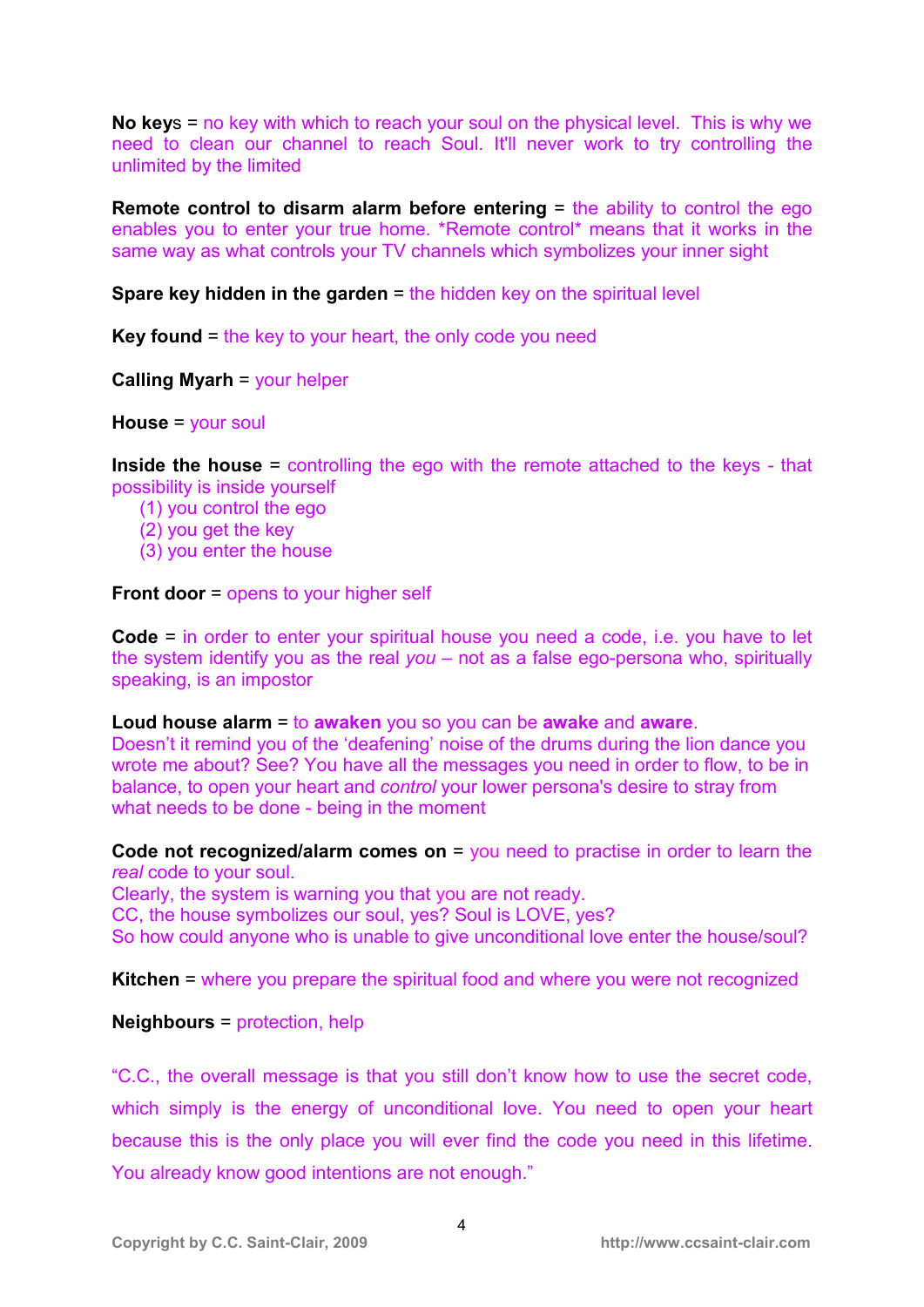**No keys** = no key with which to reach your soul on the physical level. This is why we need to clean our channel to reach Soul. It'll never work to try controlling the unlimited by the limited

**Remote control to disarm alarm before entering** = the ability to control the ego enables you to enter your true home. *Remote control* means that it works in the same way as what controls your TV channels which symbolizes your inner sight

**Spare key hidden in the garden** = the hidden key on the spiritual level

**Key found** = the key to your heart, the only code you need

**Calling Myarh** = your helper

**House** = your soul

**Inside the house** = controlling the ego with the remote attached to the keys - that possibility is inside yourself

(1) you control the ego
(2) you get the key
(3) you enter the house

**Front door** = opens to your higher self

**Code** = in order to enter your spiritual house you need a code, i.e. you have to let the system identify you as the real *you* – not as a false ego-persona who, spiritually speaking, is an impostor

**Loud house alarm** = to **awaken** you so you can be **awake** and **aware**.
Doesn't it remind you of the 'deafening' noise of the drums during the lion dance you wrote me about? See? You have all the messages you need in order to flow, to be in balance, to open your heart and *control* your lower persona's desire to stray from what needs to be done - being in the moment

**Code not recognized/alarm comes on** = you need to practise in order to learn the *real* code to your soul.
Clearly, the system is warning you that you are not ready.
CC, the house symbolizes our soul, yes? Soul is LOVE, yes?
So how could anyone who is unable to give unconditional love enter the house/soul?

**Kitchen** = where you prepare the spiritual food and where you were not recognized

**Neighbours** = protection, help

"C.C., the overall message is that you still don't know how to use the secret code, which simply is the energy of unconditional love. You need to open your heart because this is the only place you will ever find the code you need in this lifetime. You already know good intentions are not enough."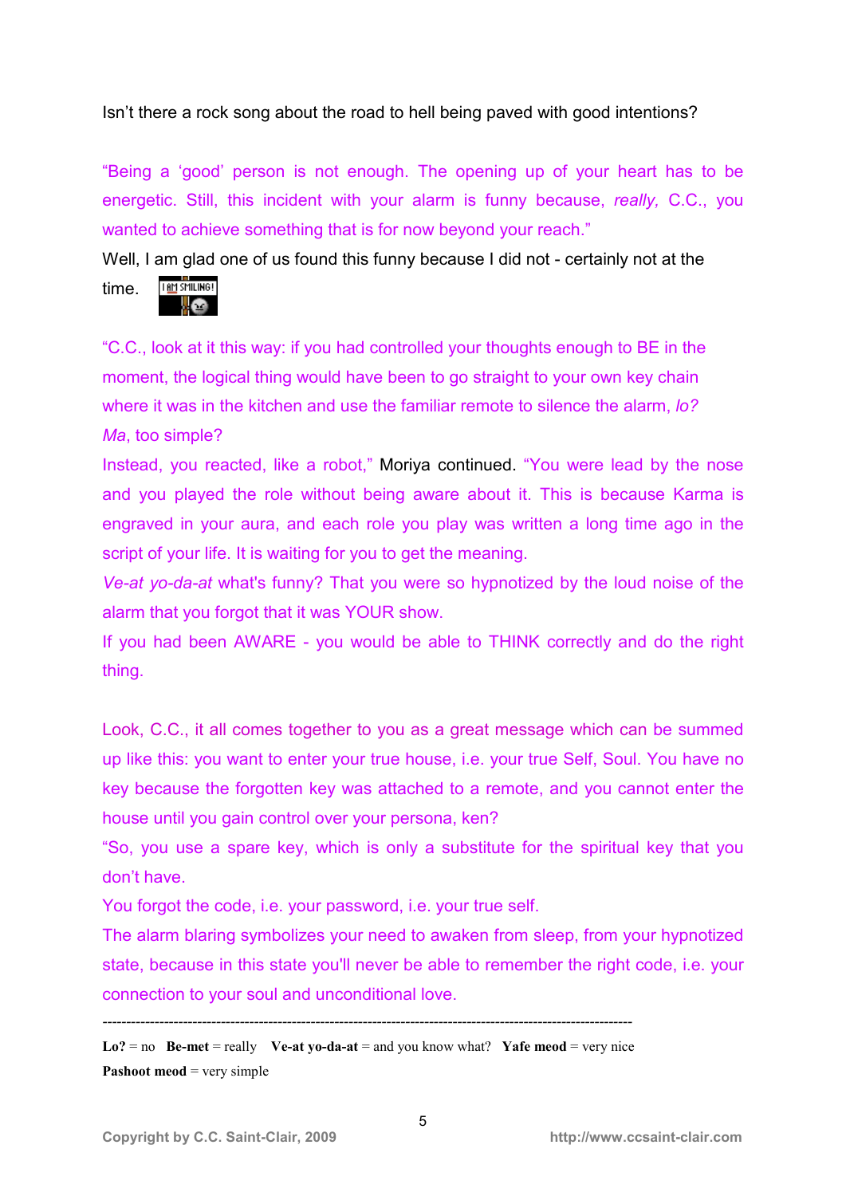Isn't there a rock song about the road to hell being paved with good intentions?

"Being a 'good' person is not enough. The opening up of your heart has to be energetic. Still, this incident with your alarm is funny because, *really,* C.C., you wanted to achieve something that is for now beyond your reach."

Well, I am glad one of us found this funny because I did not - certainly not at the time.

"C.C., look at it this way: if you had controlled your thoughts enough to BE in the moment, the logical thing would have been to go straight to your own key chain where it was in the kitchen and use the familiar remote to silence the alarm, *lo? Ma*, too simple?

Instead, you reacted, like a robot," Moriya continued. "You were lead by the nose and you played the role without being aware about it. This is because Karma is engraved in your aura, and each role you play was written a long time ago in the script of your life. It is waiting for you to get the meaning.

*Ve-at yo-da-at* what's funny? That you were so hypnotized by the loud noise of the alarm that you forgot that it was YOUR show.

If you had been AWARE - you would be able to THINK correctly and do the right thing.

Look, C.C., it all comes together to you as a great message which can be summed up like this: you want to enter your true house, i.e. your true Self, Soul. You have no key because the forgotten key was attached to a remote, and you cannot enter the house until you gain control over your persona, ken?

"So, you use a spare key, which is only a substitute for the spiritual key that you don't have.

You forgot the code, i.e. your password, i.e. your true self.

The alarm blaring symbolizes your need to awaken from sleep, from your hypnotized state, because in this state you'll never be able to remember the right code, i.e. your connection to your soul and unconditional love.

---

**Lo?** = no **Be-met** = really **Ve-at yo-da-at** = and you know what? **Yafe meod** = very nice
**Pashoot meod** = very simple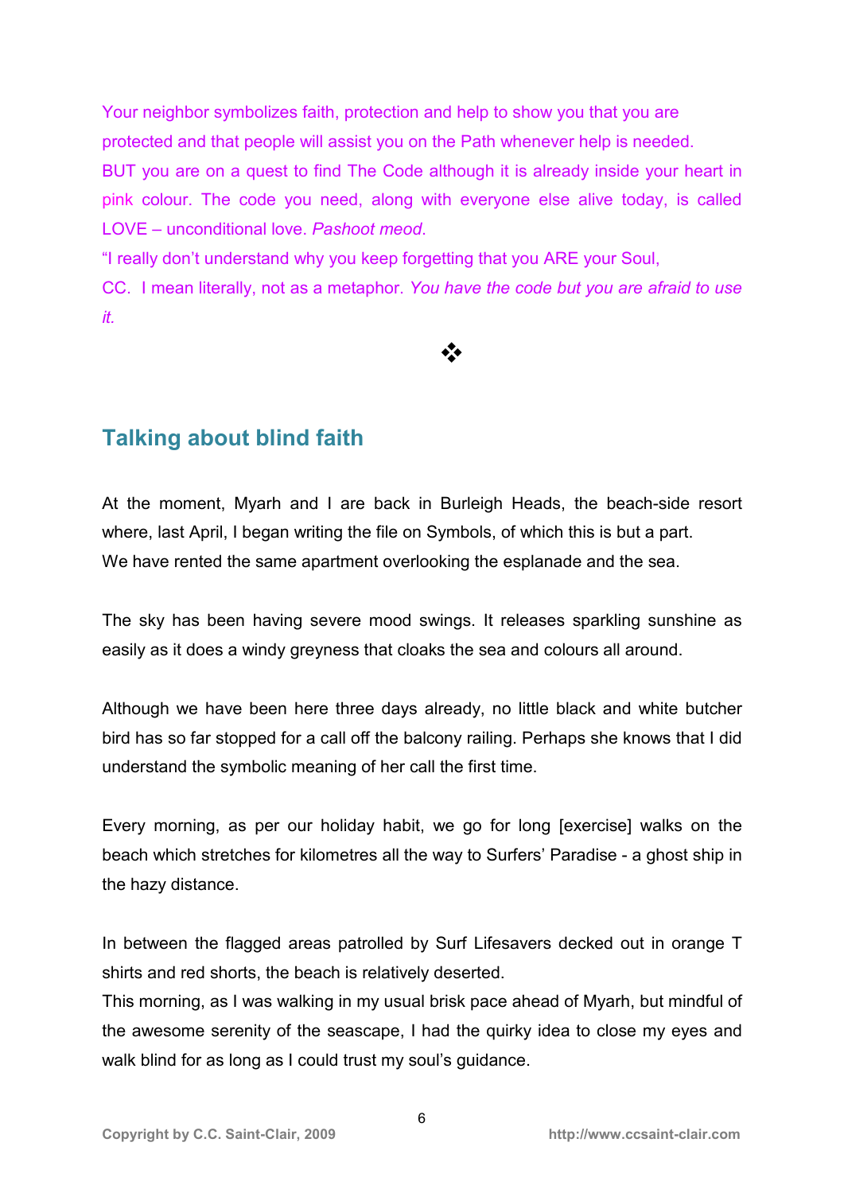Your neighbor symbolizes faith, protection and help to show you that you are protected and that people will assist you on the Path whenever help is needed.
BUT you are on a quest to find The Code although it is already inside your heart in pink colour. The code you need, along with everyone else alive today, is called LOVE – unconditional love. *Pashoot meod.*
"I really don't understand why you keep forgetting that you ARE your Soul, CC. I mean literally, not as a metaphor. *You have the code but you are afraid to use it.*

❖

## Talking about blind faith

At the moment, Myarh and I are back in Burleigh Heads, the beach-side resort where, last April, I began writing the file on Symbols, of which this is but a part.
We have rented the same apartment overlooking the esplanade and the sea.

The sky has been having severe mood swings. It releases sparkling sunshine as easily as it does a windy greyness that cloaks the sea and colours all around.

Although we have been here three days already, no little black and white butcher bird has so far stopped for a call off the balcony railing. Perhaps she knows that I did understand the symbolic meaning of her call the first time.

Every morning, as per our holiday habit, we go for long [exercise] walks on the beach which stretches for kilometres all the way to Surfers' Paradise - a ghost ship in the hazy distance.

In between the flagged areas patrolled by Surf Lifesavers decked out in orange T shirts and red shorts, the beach is relatively deserted.
This morning, as I was walking in my usual brisk pace ahead of Myarh, but mindful of the awesome serenity of the seascape, I had the quirky idea to close my eyes and walk blind for as long as I could trust my soul's guidance.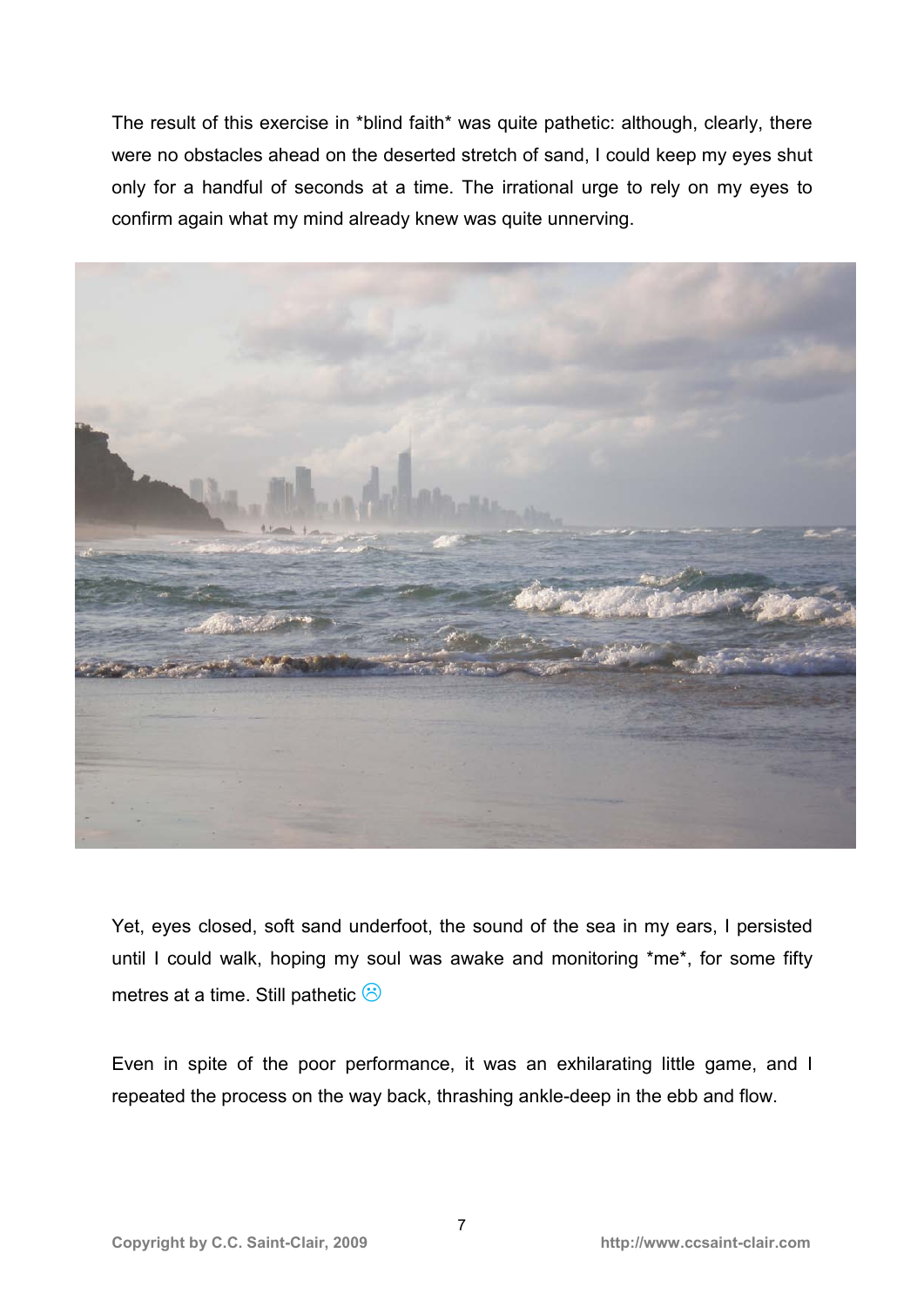The result of this exercise in *blind faith* was quite pathetic: although, clearly, there were no obstacles ahead on the deserted stretch of sand, I could keep my eyes shut only for a handful of seconds at a time. The irrational urge to rely on my eyes to confirm again what my mind already knew was quite unnerving.

Yet, eyes closed, soft sand underfoot, the sound of the sea in my ears, I persisted until I could walk, hoping my soul was awake and monitoring *me*, for some fifty metres at a time. Still pathetic ☹

Even in spite of the poor performance, it was an exhilarating little game, and I repeated the process on the way back, thrashing ankle-deep in the ebb and flow.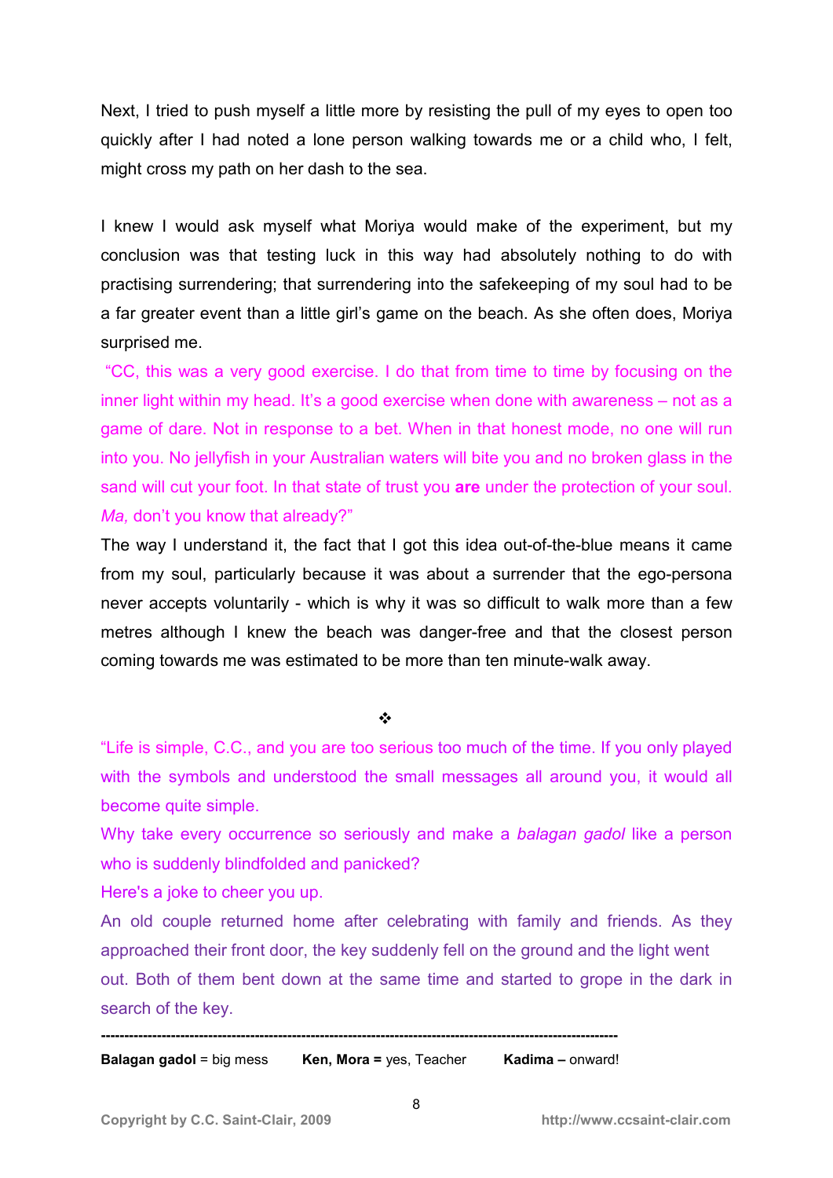Next, I tried to push myself a little more by resisting the pull of my eyes to open too quickly after I had noted a lone person walking towards me or a child who, I felt, might cross my path on her dash to the sea.

I knew I would ask myself what Moriya would make of the experiment, but my conclusion was that testing luck in this way had absolutely nothing to do with practising surrendering; that surrendering into the safekeeping of my soul had to be a far greater event than a little girl's game on the beach. As she often does, Moriya surprised me.

"CC, this was a very good exercise. I do that from time to time by focusing on the inner light within my head. It's a good exercise when done with awareness – not as a game of dare. Not in response to a bet. When in that honest mode, no one will run into you. No jellyfish in your Australian waters will bite you and no broken glass in the sand will cut your foot. In that state of trust you **are** under the protection of your soul. *Ma,* don't you know that already?"

The way I understand it, the fact that I got this idea out-of-the-blue means it came from my soul, particularly because it was about a surrender that the ego-persona never accepts voluntarily - which is why it was so difficult to walk more than a few metres although I knew the beach was danger-free and that the closest person coming towards me was estimated to be more than ten minute-walk away.

❖

"Life is simple, C.C., and you are too serious too much of the time. If you only played with the symbols and understood the small messages all around you, it would all become quite simple.

Why take every occurrence so seriously and make a *balagan gadol* like a person who is suddenly blindfolded and panicked?

Here's a joke to cheer you up.

An old couple returned home after celebrating with family and friends. As they approached their front door, the key suddenly fell on the ground and the light went out. Both of them bent down at the same time and started to grope in the dark in search of the key.

---

**Balagan gadol** = big mess **Ken, Mora =** yes, Teacher **Kadima –** onward!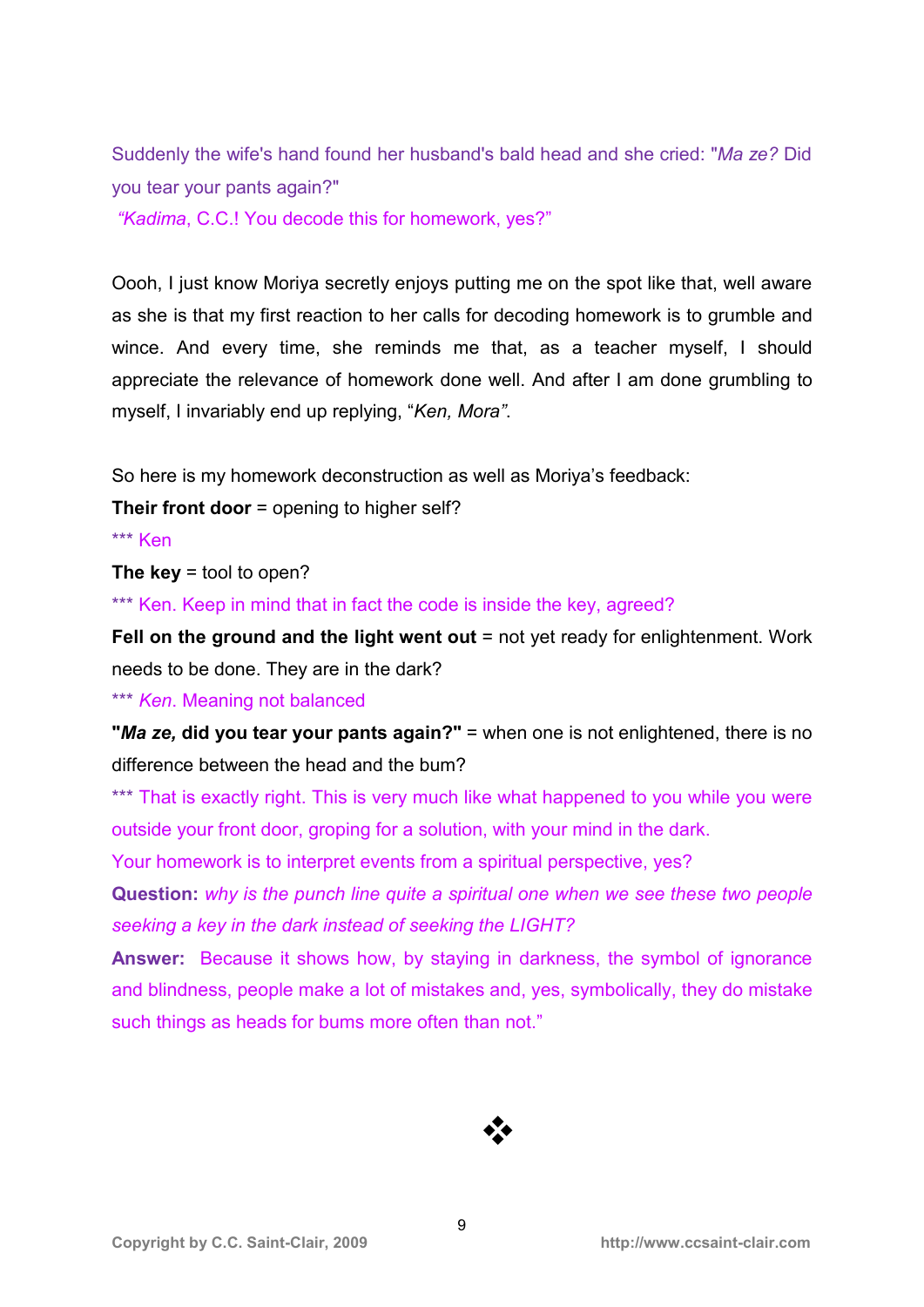Suddenly the wife's hand found her husband's bald head and she cried: "*Ma ze?* Did you tear your pants again?"

*"Kadima*, C.C.! You decode this for homework, yes?"

Oooh, I just know Moriya secretly enjoys putting me on the spot like that, well aware as she is that my first reaction to her calls for decoding homework is to grumble and wince. And every time, she reminds me that, as a teacher myself, I should appreciate the relevance of homework done well. And after I am done grumbling to myself, I invariably end up replying, "*Ken, Mora"*.

So here is my homework deconstruction as well as Moriya's feedback:

**Their front door** = opening to higher self?

*** Ken

**The key** = tool to open?

*** Ken. Keep in mind that in fact the code is inside the key, agreed?

**Fell on the ground and the light went out** = not yet ready for enlightenment. Work needs to be done. They are in the dark?

*** *Ken*. Meaning not balanced

**"*Ma ze,* did you tear your pants again?"** = when one is not enlightened, there is no difference between the head and the bum?

*** That is exactly right. This is very much like what happened to you while you were outside your front door, groping for a solution, with your mind in the dark.

Your homework is to interpret events from a spiritual perspective, yes?

**Question:** *why is the punch line quite a spiritual one when we see these two people seeking a key in the dark instead of seeking the LIGHT?*

**Answer:** Because it shows how, by staying in darkness, the symbol of ignorance and blindness, people make a lot of mistakes and, yes, symbolically, they do mistake such things as heads for bums more often than not."

❖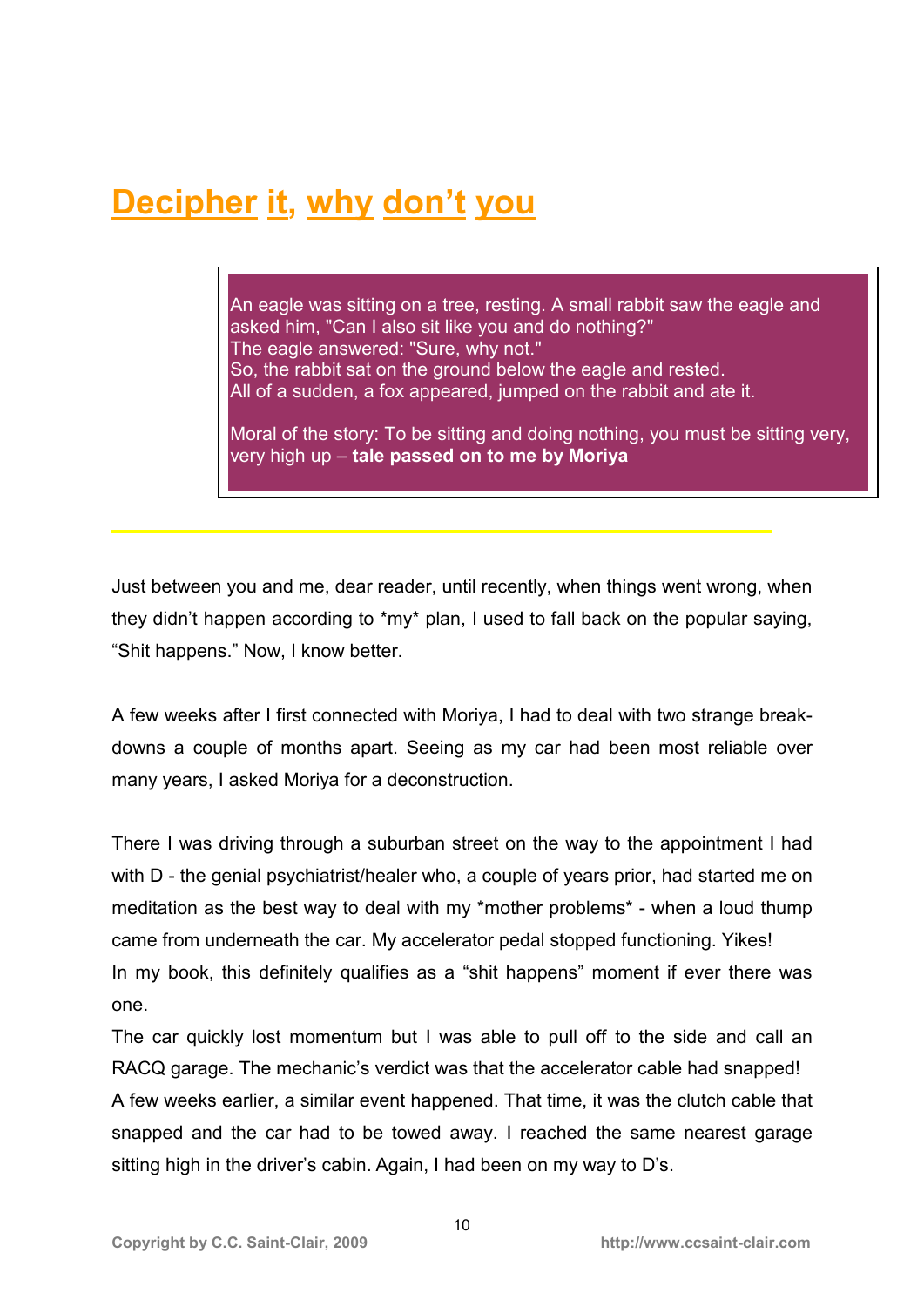# Decipher it, why don't you

> An eagle was sitting on a tree, resting. A small rabbit saw the eagle and asked him, "Can I also sit like you and do nothing?"
> The eagle answered: "Sure, why not."
> So, the rabbit sat on the ground below the eagle and rested.
> All of a sudden, a fox appeared, jumped on the rabbit and ate it.
>
> Moral of the story: To be sitting and doing nothing, you must be sitting very, very high up – **tale passed on to me by Moriya**

---

Just between you and me, dear reader, until recently, when things went wrong, when they didn't happen according to *my* plan, I used to fall back on the popular saying, "Shit happens." Now, I know better.

A few weeks after I first connected with Moriya, I had to deal with two strange break-downs a couple of months apart. Seeing as my car had been most reliable over many years, I asked Moriya for a deconstruction.

There I was driving through a suburban street on the way to the appointment I had with D - the genial psychiatrist/healer who, a couple of years prior, had started me on meditation as the best way to deal with my *mother problems* - when a loud thump came from underneath the car. My accelerator pedal stopped functioning. Yikes!
In my book, this definitely qualifies as a "shit happens" moment if ever there was one.
The car quickly lost momentum but I was able to pull off to the side and call an RACQ garage. The mechanic's verdict was that the accelerator cable had snapped!
A few weeks earlier, a similar event happened. That time, it was the clutch cable that snapped and the car had to be towed away. I reached the same nearest garage sitting high in the driver's cabin. Again, I had been on my way to D's.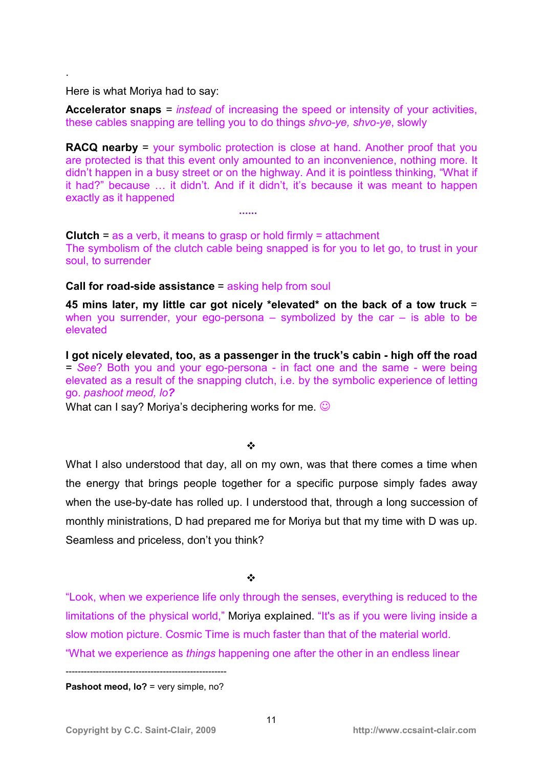.

Here is what Moriya had to say:

**Accelerator snaps** = *instead* of increasing the speed or intensity of your activities, these cables snapping are telling you to do things *shvo-ye, shvo-ye*, slowly

**RACQ nearby** = your symbolic protection is close at hand. Another proof that you are protected is that this event only amounted to an inconvenience, nothing more. It didn't happen in a busy street or on the highway. And it is pointless thinking, "What if it had?" because … it didn't. And if it didn't, it's because it was meant to happen exactly as it happened

……

**Clutch** = as a verb, it means to grasp or hold firmly = attachment
The symbolism of the clutch cable being snapped is for you to let go, to trust in your soul, to surrender

**Call for road-side assistance** = asking help from soul

**45 mins later, my little car got nicely *elevated* on the back of a tow truck** = when you surrender, your ego-persona – symbolized by the car – is able to be elevated

**I got nicely elevated, too, as a passenger in the truck's cabin - high off the road** = *See*? Both you and your ego-persona - in fact one and the same - were being elevated as a result of the snapping clutch, i.e. by the symbolic experience of letting go. *pashoot meod, lo?*
What can I say? Moriya's deciphering works for me. ☺

❖

What I also understood that day, all on my own, was that there comes a time when the energy that brings people together for a specific purpose simply fades away when the use-by-date has rolled up. I understood that, through a long succession of monthly ministrations, D had prepared me for Moriya but that my time with D was up. Seamless and priceless, don't you think?

❖

"Look, when we experience life only through the senses, everything is reduced to the limitations of the physical world," Moriya explained. "It's as if you were living inside a slow motion picture. Cosmic Time is much faster than that of the material world.
"What we experience as *things* happening one after the other in an endless linear

-----------------------------------------------------

**Pashoot meod, lo?** = very simple, no?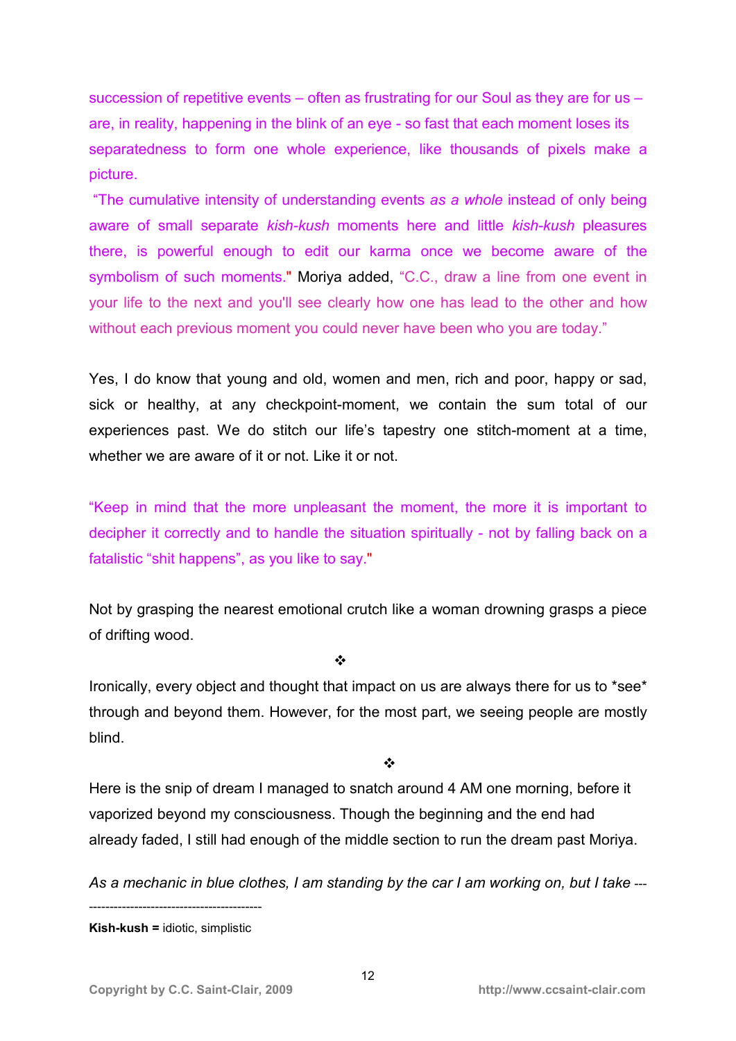succession of repetitive events – often as frustrating for our Soul as they are for us – are, in reality, happening in the blink of an eye - so fast that each moment loses its separatedness to form one whole experience, like thousands of pixels make a picture.

"The cumulative intensity of understanding events *as a whole* instead of only being aware of small separate *kish-kush* moments here and little *kish-kush* pleasures there, is powerful enough to edit our karma once we become aware of the symbolism of such moments." Moriya added, "C.C., draw a line from one event in your life to the next and you'll see clearly how one has lead to the other and how without each previous moment you could never have been who you are today."

Yes, I do know that young and old, women and men, rich and poor, happy or sad, sick or healthy, at any checkpoint-moment, we contain the sum total of our experiences past. We do stitch our life's tapestry one stitch-moment at a time, whether we are aware of it or not. Like it or not.

"Keep in mind that the more unpleasant the moment, the more it is important to decipher it correctly and to handle the situation spiritually - not by falling back on a fatalistic "shit happens", as you like to say."

Not by grasping the nearest emotional crutch like a woman drowning grasps a piece of drifting wood.

❖

Ironically, every object and thought that impact on us are always there for us to *see* through and beyond them. However, for the most part, we seeing people are mostly blind.

❖

Here is the snip of dream I managed to snatch around 4 AM one morning, before it vaporized beyond my consciousness. Though the beginning and the end had already faded, I still had enough of the middle section to run the dream past Moriya.

*As a mechanic in blue clothes, I am standing by the car I am working on, but I take* ---

------------------------------------------

**Kish-kush =** idiotic, simplistic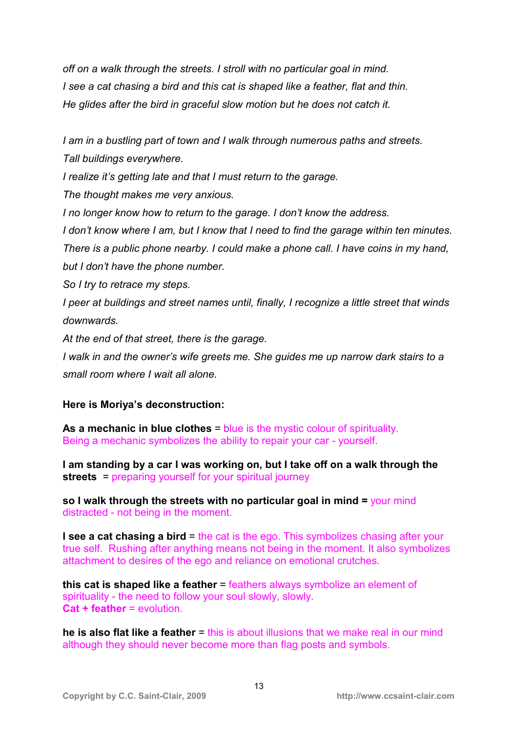*off on a walk through the streets. I stroll with no particular goal in mind.*
*I see a cat chasing a bird and this cat is shaped like a feather, flat and thin.*
*He glides after the bird in graceful slow motion but he does not catch it.*

*I am in a bustling part of town and I walk through numerous paths and streets.*
*Tall buildings everywhere.*
*I realize it's getting late and that I must return to the garage.*
*The thought makes me very anxious.*
*I no longer know how to return to the garage. I don't know the address.*
*I don't know where I am, but I know that I need to find the garage within ten minutes.*
*There is a public phone nearby. I could make a phone call. I have coins in my hand, but I don't have the phone number.*
*So I try to retrace my steps.*
*I peer at buildings and street names until, finally, I recognize a little street that winds downwards.*
*At the end of that street, there is the garage.*
*I walk in and the owner's wife greets me. She guides me up narrow dark stairs to a small room where I wait all alone.*

**Here is Moriya's deconstruction:**

**As a mechanic in blue clothes** = blue is the mystic colour of spirituality. Being a mechanic symbolizes the ability to repair your car - yourself.

**I am standing by a car I was working on, but I take off on a walk through the streets** = preparing yourself for your spiritual journey

**so I walk through the streets with no particular goal in mind =** your mind distracted - not being in the moment.

**I see a cat chasing a bird** = the cat is the ego. This symbolizes chasing after your true self. Rushing after anything means not being in the moment. It also symbolizes attachment to desires of the ego and reliance on emotional crutches.

**this cat is shaped like a feather** = feathers always symbolize an element of spirituality - the need to follow your soul slowly, slowly.
**Cat + feather** = evolution.

**he is also flat like a feather** = this is about illusions that we make real in our mind although they should never become more than flag posts and symbols.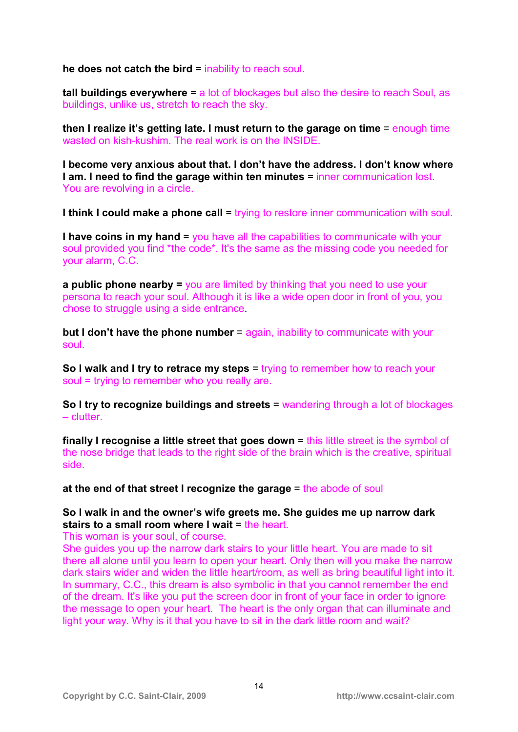**he does not catch the bird** = inability to reach soul.

**tall buildings everywhere** = a lot of blockages but also the desire to reach Soul, as buildings, unlike us, stretch to reach the sky.

**then I realize it's getting late. I must return to the garage on time** = enough time wasted on kish-kushim. The real work is on the INSIDE.

**I become very anxious about that. I don't have the address. I don't know where I am. I need to find the garage within ten minutes** = inner communication lost. You are revolving in a circle.

**I think I could make a phone call** = trying to restore inner communication with soul.

**I have coins in my hand** = you have all the capabilities to communicate with your soul provided you find *the code*. It's the same as the missing code you needed for your alarm, C.C.

**a public phone nearby =** you are limited by thinking that you need to use your persona to reach your soul. Although it is like a wide open door in front of you, you chose to struggle using a side entrance.

**but I don't have the phone number** = again, inability to communicate with your soul.

**So I walk and I try to retrace my steps** = trying to remember how to reach your soul = trying to remember who you really are.

**So I try to recognize buildings and streets** = wandering through a lot of blockages – clutter.

**finally I recognise a little street that goes down** = this little street is the symbol of the nose bridge that leads to the right side of the brain which is the creative, spiritual side.

**at the end of that street I recognize the garage** = the abode of soul

**So I walk in and the owner's wife greets me. She guides me up narrow dark stairs to a small room where I wait** = the heart.
This woman is your soul, of course.
She guides you up the narrow dark stairs to your little heart. You are made to sit there all alone until you learn to open your heart. Only then will you make the narrow dark stairs wider and widen the little heart/room, as well as bring beautiful light into it. In summary, C.C., this dream is also symbolic in that you cannot remember the end of the dream. It's like you put the screen door in front of your face in order to ignore the message to open your heart. The heart is the only organ that can illuminate and light your way. Why is it that you have to sit in the dark little room and wait?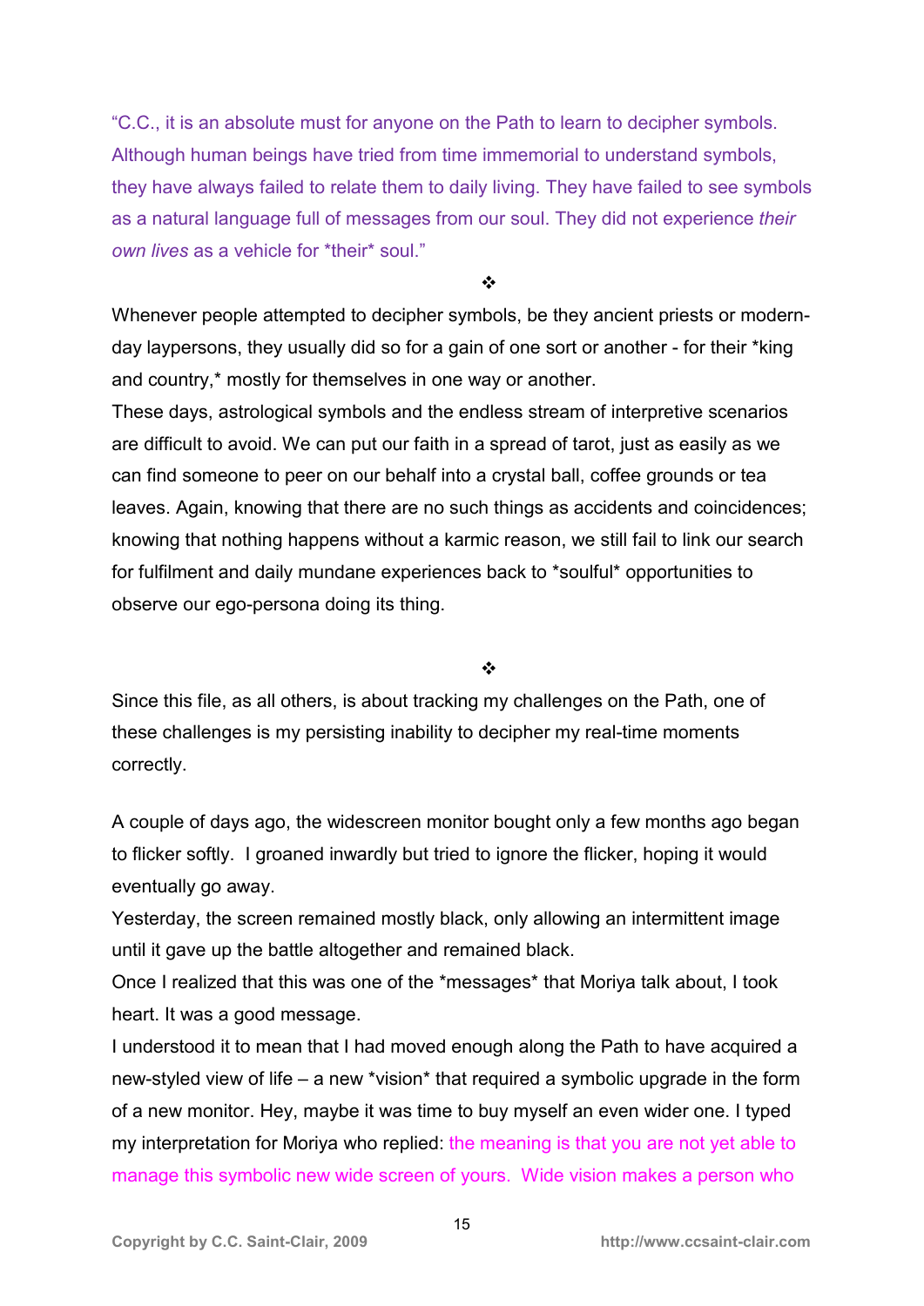"C.C., it is an absolute must for anyone on the Path to learn to decipher symbols. Although human beings have tried from time immemorial to understand symbols, they have always failed to relate them to daily living. They have failed to see symbols as a natural language full of messages from our soul. They did not experience *their own lives* as a vehicle for *their* soul."

❖

Whenever people attempted to decipher symbols, be they ancient priests or modern-day laypersons, they usually did so for a gain of one sort or another - for their *king and country,* mostly for themselves in one way or another.

These days, astrological symbols and the endless stream of interpretive scenarios are difficult to avoid. We can put our faith in a spread of tarot, just as easily as we can find someone to peer on our behalf into a crystal ball, coffee grounds or tea leaves. Again, knowing that there are no such things as accidents and coincidences; knowing that nothing happens without a karmic reason, we still fail to link our search for fulfilment and daily mundane experiences back to *soulful* opportunities to observe our ego-persona doing its thing.

❖

Since this file, as all others, is about tracking my challenges on the Path, one of these challenges is my persisting inability to decipher my real-time moments correctly.

A couple of days ago, the widescreen monitor bought only a few months ago began to flicker softly. I groaned inwardly but tried to ignore the flicker, hoping it would eventually go away.

Yesterday, the screen remained mostly black, only allowing an intermittent image until it gave up the battle altogether and remained black.

Once I realized that this was one of the *messages* that Moriya talk about, I took heart. It was a good message.

I understood it to mean that I had moved enough along the Path to have acquired a new-styled view of life – a new *vision* that required a symbolic upgrade in the form of a new monitor. Hey, maybe it was time to buy myself an even wider one. I typed my interpretation for Moriya who replied: the meaning is that you are not yet able to manage this symbolic new wide screen of yours. Wide vision makes a person who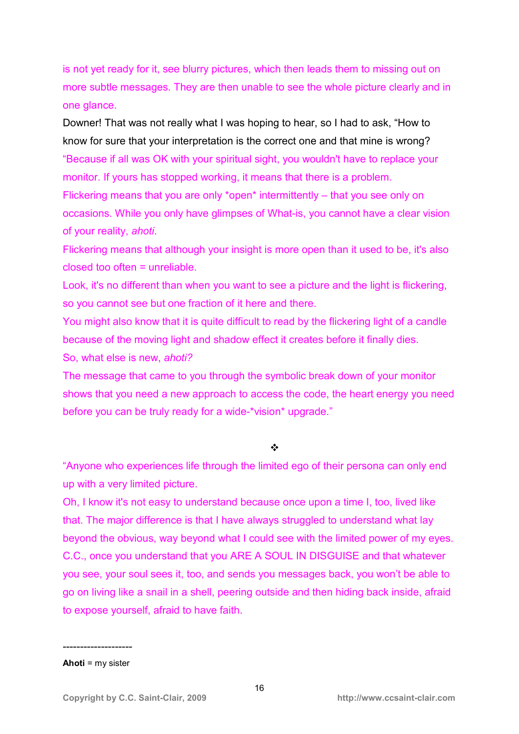is not yet ready for it, see blurry pictures, which then leads them to missing out on more subtle messages. They are then unable to see the whole picture clearly and in one glance.

Downer! That was not really what I was hoping to hear, so I had to ask, "How to know for sure that your interpretation is the correct one and that mine is wrong?

"Because if all was OK with your spiritual sight, you wouldn't have to replace your monitor. If yours has stopped working, it means that there is a problem.

Flickering means that you are only *open* intermittently – that you see only on occasions. While you only have glimpses of What-is, you cannot have a clear vision of your reality, *ahoti*.

Flickering means that although your insight is more open than it used to be, it's also closed too often = unreliable.

Look, it's no different than when you want to see a picture and the light is flickering, so you cannot see but one fraction of it here and there.

You might also know that it is quite difficult to read by the flickering light of a candle because of the moving light and shadow effect it creates before it finally dies.

So, what else is new, *ahoti?*

The message that came to you through the symbolic break down of your monitor shows that you need a new approach to access the code, the heart energy you need before you can be truly ready for a wide-*vision* upgrade."

❖

"Anyone who experiences life through the limited ego of their persona can only end up with a very limited picture.

Oh, I know it's not easy to understand because once upon a time I, too, lived like that. The major difference is that I have always struggled to understand what lay beyond the obvious, way beyond what I could see with the limited power of my eyes.

C.C., once you understand that you ARE A SOUL IN DISGUISE and that whatever you see, your soul sees it, too, and sends you messages back, you won't be able to go on living like a snail in a shell, peering outside and then hiding back inside, afraid to expose yourself, afraid to have faith.

--------------------

**Ahoti** = my sister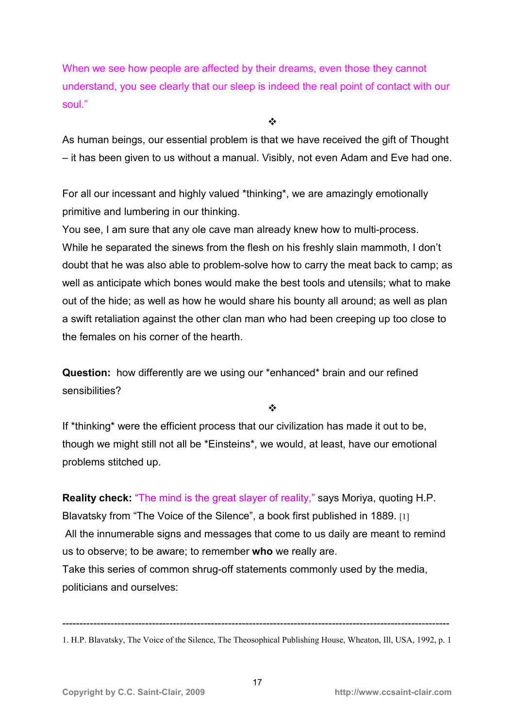When we see how people are affected by their dreams, even those they cannot understand, you see clearly that our sleep is indeed the real point of contact with our soul."

❖

As human beings, our essential problem is that we have received the gift of Thought – it has been given to us without a manual. Visibly, not even Adam and Eve had one.

For all our incessant and highly valued *thinking*, we are amazingly emotionally primitive and lumbering in our thinking.
You see, I am sure that any ole cave man already knew how to multi-process. While he separated the sinews from the flesh on his freshly slain mammoth, I don't doubt that he was also able to problem-solve how to carry the meat back to camp; as well as anticipate which bones would make the best tools and utensils; what to make out of the hide; as well as how he would share his bounty all around; as well as plan a swift retaliation against the other clan man who had been creeping up too close to the females on his corner of the hearth.

**Question:** how differently are we using our *enhanced* brain and our refined sensibilities?

❖

If *thinking* were the efficient process that our civilization has made it out to be, though we might still not all be *Einsteins*, we would, at least, have our emotional problems stitched up.

**Reality check:** "The mind is the great slayer of reality," says Moriya, quoting H.P. Blavatsky from "The Voice of the Silence", a book first published in 1889. [1]
All the innumerable signs and messages that come to us daily are meant to remind us to observe; to be aware; to remember **who** we really are.
Take this series of common shrug-off statements commonly used by the media, politicians and ourselves:

---

1. H.P. Blavatsky, The Voice of the Silence, The Theosophical Publishing House, Wheaton, Ill, USA, 1992, p. 1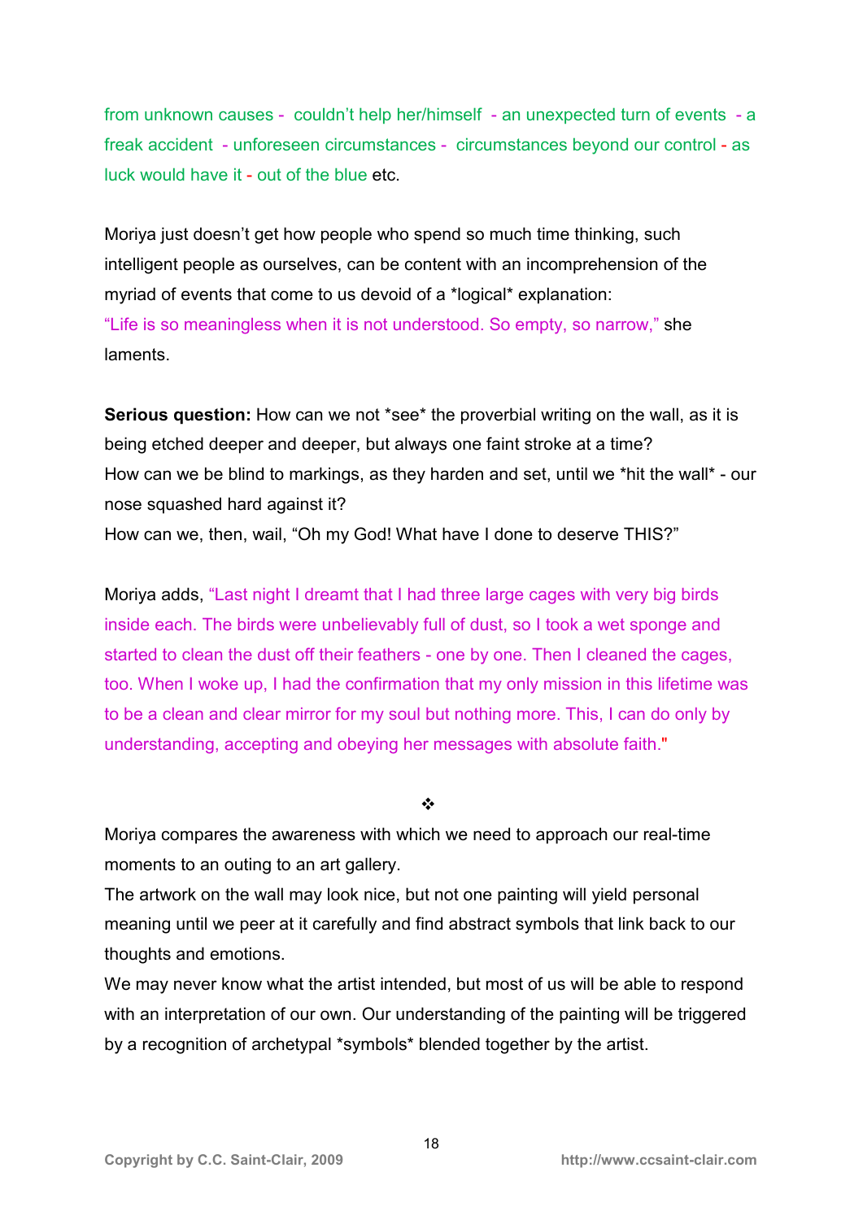from unknown causes - couldn't help her/himself - an unexpected turn of events - a freak accident - unforeseen circumstances - circumstances beyond our control - as luck would have it - out of the blue etc.

Moriya just doesn't get how people who spend so much time thinking, such intelligent people as ourselves, can be content with an incomprehension of the myriad of events that come to us devoid of a *logical* explanation:
"Life is so meaningless when it is not understood. So empty, so narrow," she laments.

**Serious question:** How can we not *see* the proverbial writing on the wall, as it is being etched deeper and deeper, but always one faint stroke at a time?
How can we be blind to markings, as they harden and set, until we *hit the wall* - our nose squashed hard against it?
How can we, then, wail, "Oh my God! What have I done to deserve THIS?"

Moriya adds, "Last night I dreamt that I had three large cages with very big birds inside each. The birds were unbelievably full of dust, so I took a wet sponge and started to clean the dust off their feathers - one by one. Then I cleaned the cages, too. When I woke up, I had the confirmation that my only mission in this lifetime was to be a clean and clear mirror for my soul but nothing more. This, I can do only by understanding, accepting and obeying her messages with absolute faith."

❖

Moriya compares the awareness with which we need to approach our real-time moments to an outing to an art gallery.
The artwork on the wall may look nice, but not one painting will yield personal meaning until we peer at it carefully and find abstract symbols that link back to our thoughts and emotions.
We may never know what the artist intended, but most of us will be able to respond with an interpretation of our own. Our understanding of the painting will be triggered by a recognition of archetypal *symbols* blended together by the artist.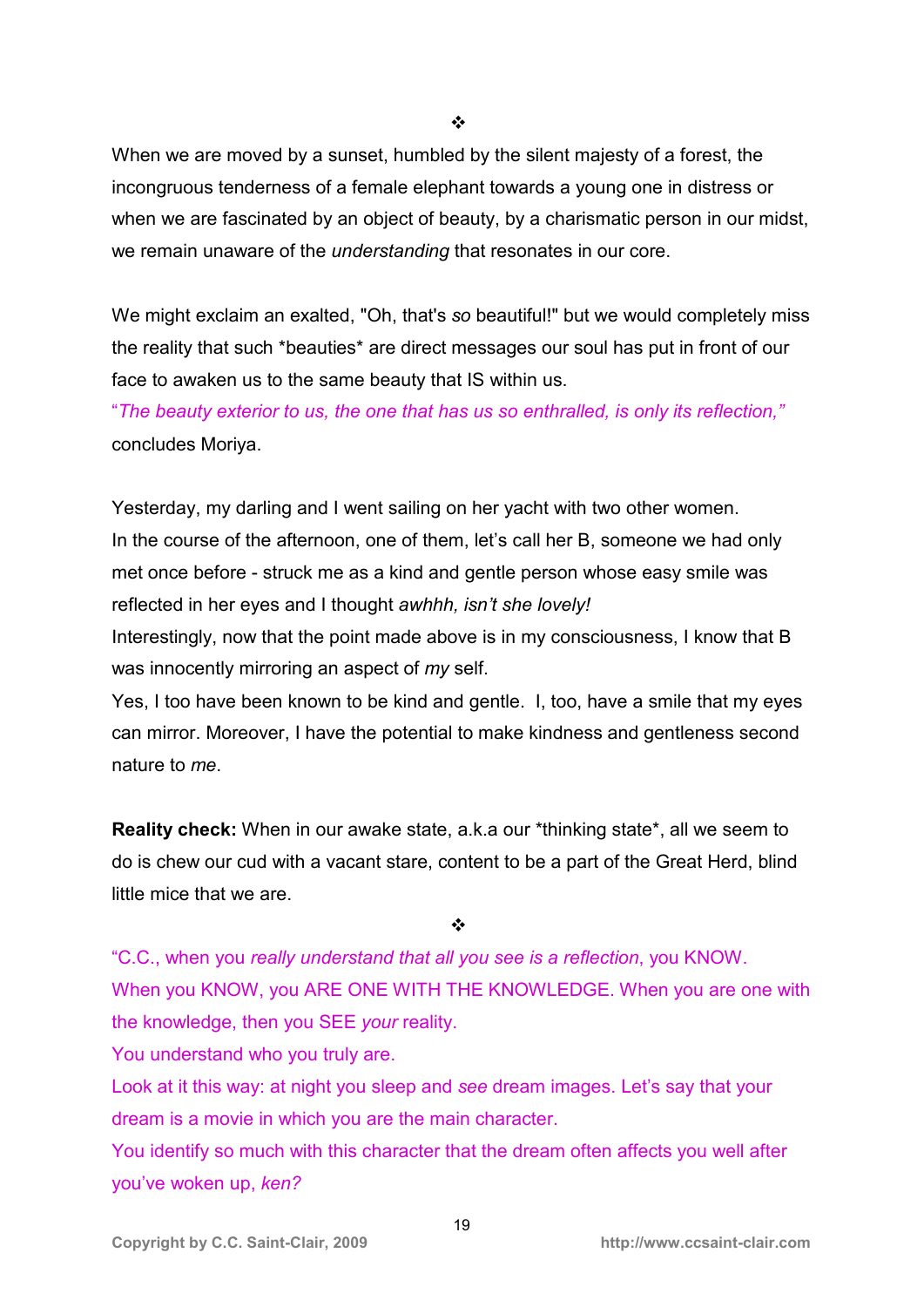❖

When we are moved by a sunset, humbled by the silent majesty of a forest, the incongruous tenderness of a female elephant towards a young one in distress or when we are fascinated by an object of beauty, by a charismatic person in our midst, we remain unaware of the *understanding* that resonates in our core.

We might exclaim an exalted, "Oh, that's *so* beautiful!" but we would completely miss the reality that such *beauties* are direct messages our soul has put in front of our face to awaken us to the same beauty that IS within us.
"*The beauty exterior to us, the one that has us so enthralled, is only its reflection,"* concludes Moriya.

Yesterday, my darling and I went sailing on her yacht with two other women.
In the course of the afternoon, one of them, let's call her B, someone we had only met once before - struck me as a kind and gentle person whose easy smile was reflected in her eyes and I thought *awhhh, isn't she lovely!*
Interestingly, now that the point made above is in my consciousness, I know that B was innocently mirroring an aspect of *my* self.
Yes, I too have been known to be kind and gentle. I, too, have a smile that my eyes can mirror. Moreover, I have the potential to make kindness and gentleness second nature to *me*.

**Reality check:** When in our awake state, a.k.a our *thinking state*, all we seem to do is chew our cud with a vacant stare, content to be a part of the Great Herd, blind little mice that we are.

❖

"C.C., when you *really understand that all you see is a reflection*, you KNOW.
When you KNOW, you ARE ONE WITH THE KNOWLEDGE. When you are one with the knowledge, then you SEE *your* reality.
You understand who you truly are.
Look at it this way: at night you sleep and *see* dream images. Let's say that your dream is a movie in which you are the main character.
You identify so much with this character that the dream often affects you well after you've woken up, *ken?*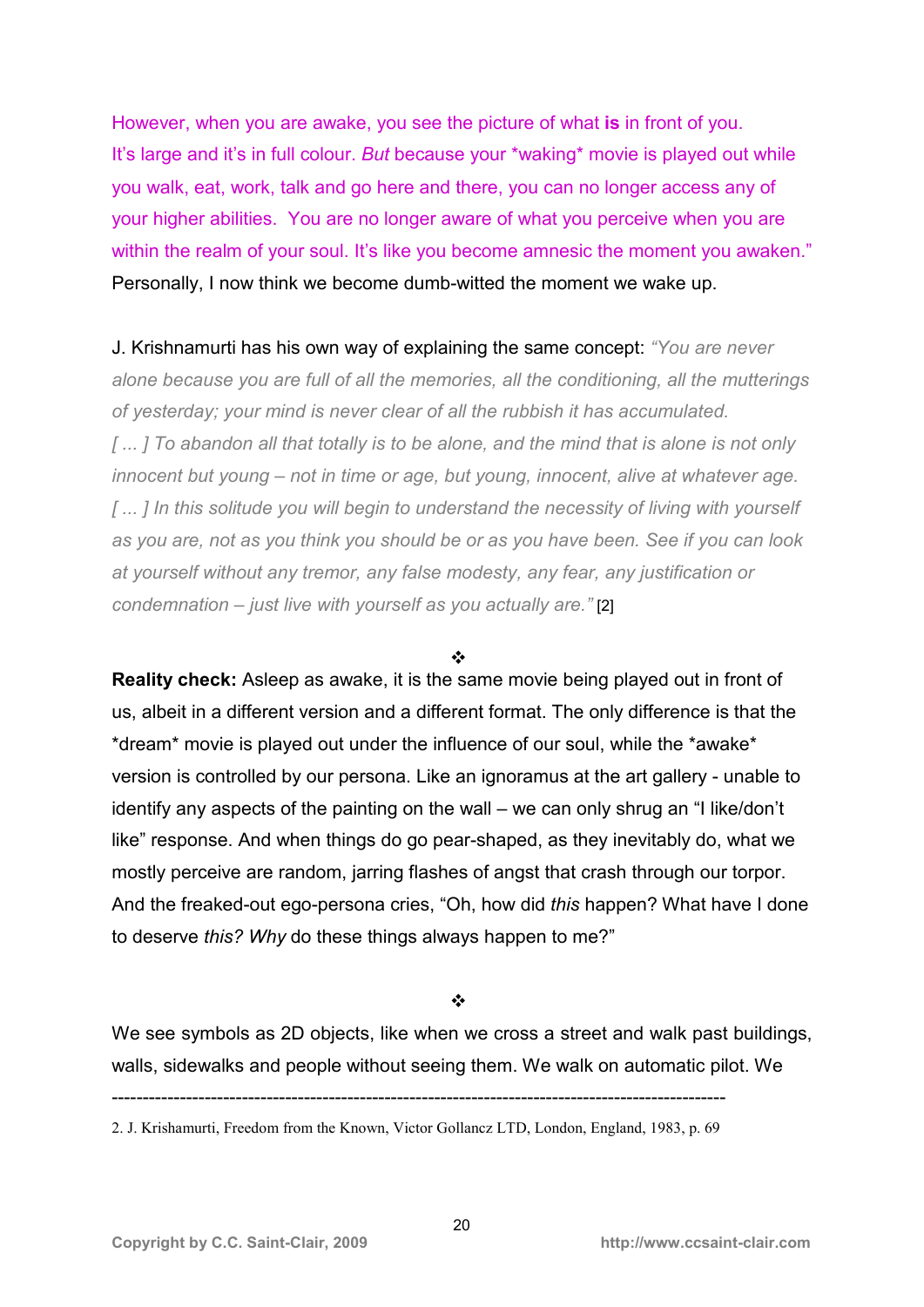However, when you are awake, you see the picture of what **is** in front of you. It's large and it's in full colour. *But* because your *waking* movie is played out while you walk, eat, work, talk and go here and there, you can no longer access any of your higher abilities. You are no longer aware of what you perceive when you are within the realm of your soul. It's like you become amnesic the moment you awaken." Personally, I now think we become dumb-witted the moment we wake up.

J. Krishnamurti has his own way of explaining the same concept: *"You are never alone because you are full of all the memories, all the conditioning, all the mutterings of yesterday; your mind is never clear of all the rubbish it has accumulated. [ ... ] To abandon all that totally is to be alone, and the mind that is alone is not only innocent but young – not in time or age, but young, innocent, alive at whatever age. [ ... ] In this solitude you will begin to understand the necessity of living with yourself as you are, not as you think you should be or as you have been. See if you can look at yourself without any tremor, any false modesty, any fear, any justification or condemnation – just live with yourself as you actually are."* [2]

❖

**Reality check:** Asleep as awake, it is the same movie being played out in front of us, albeit in a different version and a different format. The only difference is that the *dream* movie is played out under the influence of our soul, while the *awake* version is controlled by our persona. Like an ignoramus at the art gallery - unable to identify any aspects of the painting on the wall – we can only shrug an "I like/don't like" response. And when things do go pear-shaped, as they inevitably do, what we mostly perceive are random, jarring flashes of angst that crash through our torpor. And the freaked-out ego-persona cries, "Oh, how did *this* happen? What have I done to deserve *this? Why* do these things always happen to me?"

❖

We see symbols as 2D objects, like when we cross a street and walk past buildings, walls, sidewalks and people without seeing them. We walk on automatic pilot. We

---

2. J. Krishamurti, Freedom from the Known, Victor Gollancz LTD, London, England, 1983, p. 69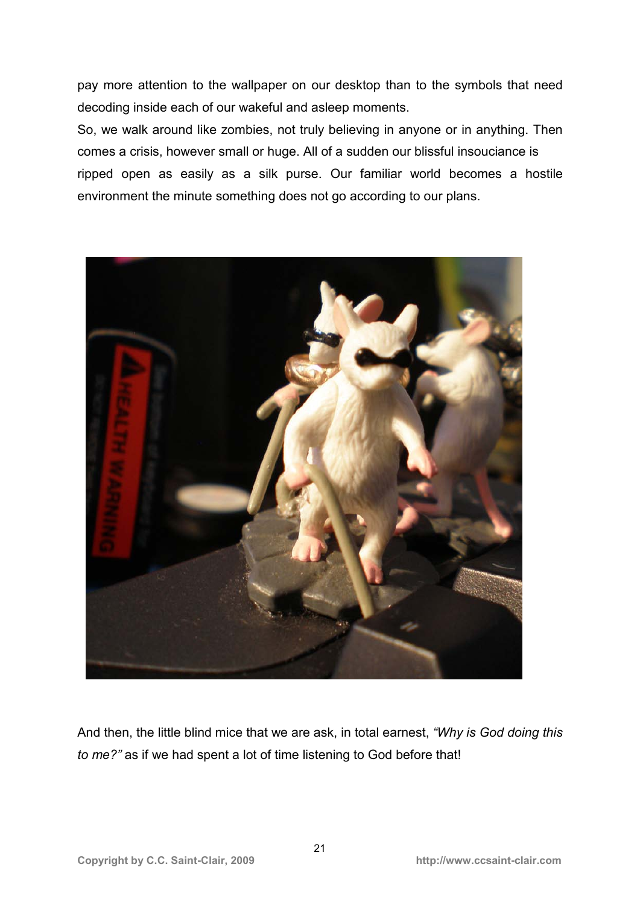pay more attention to the wallpaper on our desktop than to the symbols that need decoding inside each of our wakeful and asleep moments.

So, we walk around like zombies, not truly believing in anyone or in anything. Then comes a crisis, however small or huge. All of a sudden our blissful insouciance is ripped open as easily as a silk purse. Our familiar world becomes a hostile environment the minute something does not go according to our plans.

And then, the little blind mice that we are ask, in total earnest, *"Why is God doing this to me?"* as if we had spent a lot of time listening to God before that!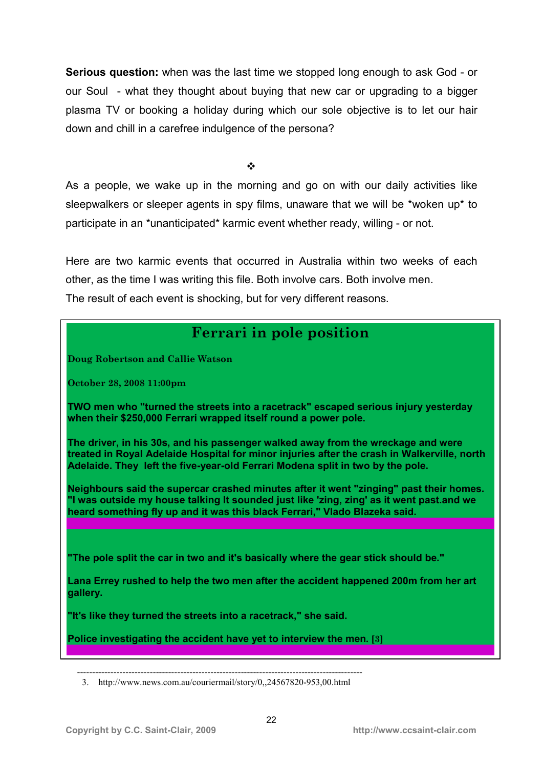**Serious question:** when was the last time we stopped long enough to ask God - or our Soul - what they thought about buying that new car or upgrading to a bigger plasma TV or booking a holiday during which our sole objective is to let our hair down and chill in a carefree indulgence of the persona?

❖

As a people, we wake up in the morning and go on with our daily activities like sleepwalkers or sleeper agents in spy films, unaware that we will be *woken up* to participate in an *unanticipated* karmic event whether ready, willing - or not.

Here are two karmic events that occurred in Australia within two weeks of each other, as the time I was writing this file. Both involve cars. Both involve men.
The result of each event is shocking, but for very different reasons.

## Ferrari in pole position

**Doug Robertson and Callie Watson**

**October 28, 2008 11:00pm**

**TWO men who "turned the streets into a racetrack" escaped serious injury yesterday when their $250,000 Ferrari wrapped itself round a power pole.**

**The driver, in his 30s, and his passenger walked away from the wreckage and were treated in Royal Adelaide Hospital for minor injuries after the crash in Walkerville, north Adelaide. They left the five-year-old Ferrari Modena split in two by the pole.**

**Neighbours said the supercar crashed minutes after it went "zinging" past their homes. "I was outside my house talking It sounded just like 'zing, zing' as it went past.and we heard something fly up and it was this black Ferrari," Vlado Blazeka said.**

**"The pole split the car in two and it's basically where the gear stick should be."**

**Lana Errey rushed to help the two men after the accident happened 200m from her art gallery.**

**"It's like they turned the streets into a racetrack," she said.**

**Police investigating the accident have yet to interview the men.** [3]

---

3. http://www.news.com.au/couriermail/story/0,,24567820-953,00.html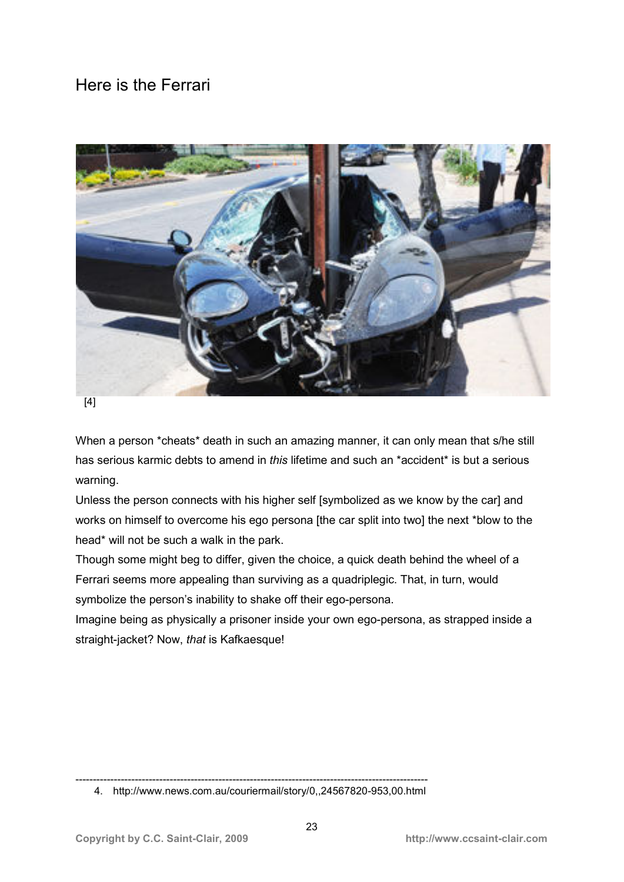## Here is the Ferrari

[4]

When a person *cheats* death in such an amazing manner, it can only mean that s/he still has serious karmic debts to amend in *this* lifetime and such an *accident* is but a serious warning.

Unless the person connects with his higher self [symbolized as we know by the car] and works on himself to overcome his ego persona [the car split into two] the next *blow to the head* will not be such a walk in the park.

Though some might beg to differ, given the choice, a quick death behind the wheel of a Ferrari seems more appealing than surviving as a quadriplegic. That, in turn, would symbolize the person's inability to shake off their ego-persona.

Imagine being as physically a prisoner inside your own ego-persona, as strapped inside a straight-jacket? Now, *that* is Kafkaesque!

---

4. http://www.news.com.au/couriermail/story/0,,24567820-953,00.html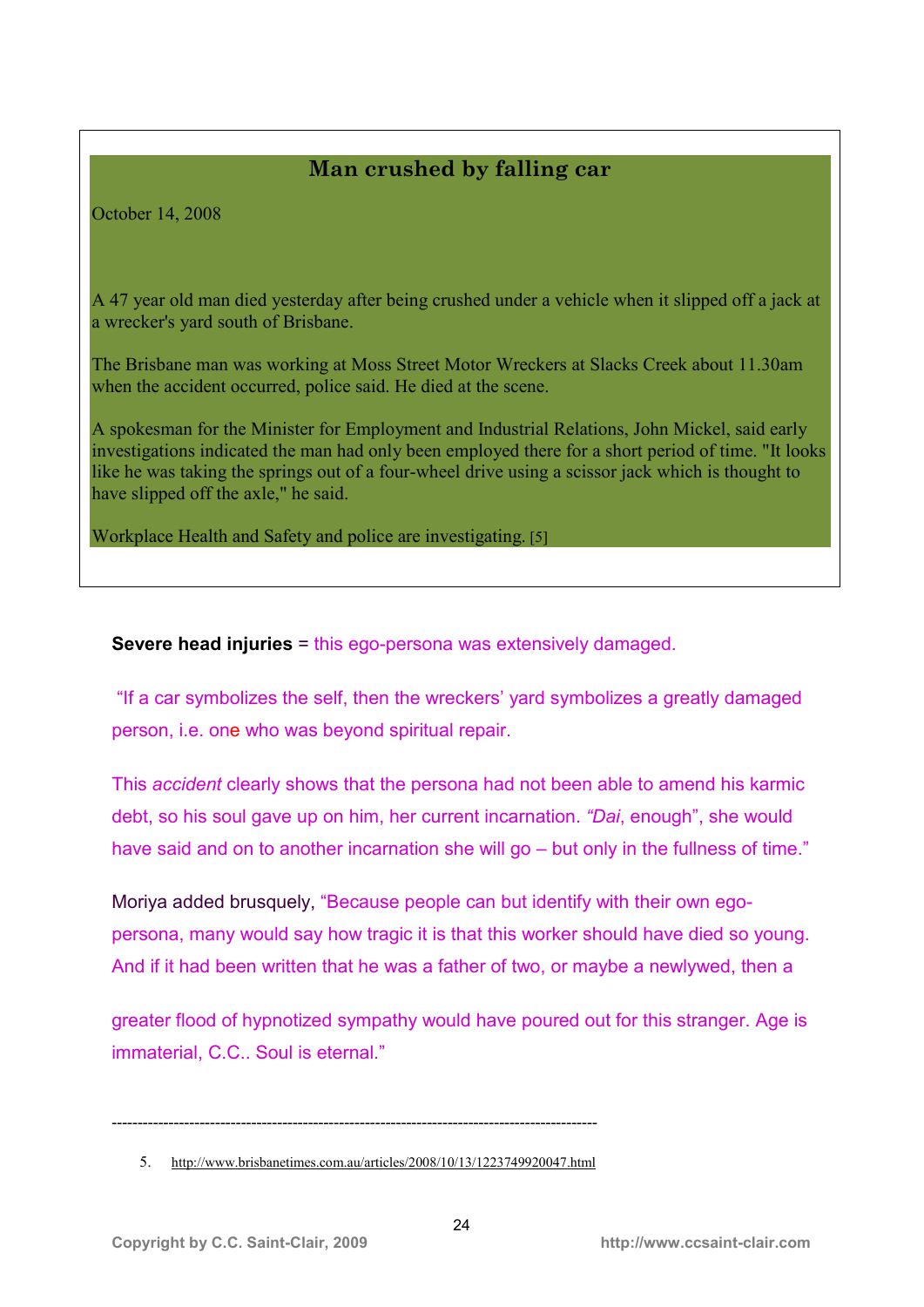## Man crushed by falling car

October 14, 2008

A 47 year old man died yesterday after being crushed under a vehicle when it slipped off a jack at a wrecker's yard south of Brisbane.

The Brisbane man was working at Moss Street Motor Wreckers at Slacks Creek about 11.30am when the accident occurred, police said. He died at the scene.

A spokesman for the Minister for Employment and Industrial Relations, John Mickel, said early investigations indicated the man had only been employed there for a short period of time. "It looks like he was taking the springs out of a four-wheel drive using a scissor jack which is thought to have slipped off the axle," he said.

Workplace Health and Safety and police are investigating. [5]

**Severe head injuries** = this ego-persona was extensively damaged.

"If a car symbolizes the self, then the wreckers' yard symbolizes a greatly damaged person, i.e. one who was beyond spiritual repair.

This *accident* clearly shows that the persona had not been able to amend his karmic debt, so his soul gave up on him, her current incarnation. *"Dai*, enough", she would have said and on to another incarnation she will go – but only in the fullness of time."

Moriya added brusquely, "Because people can but identify with their own ego-persona, many would say how tragic it is that this worker should have died so young. And if it had been written that he was a father of two, or maybe a newlywed, then a greater flood of hypnotized sympathy would have poured out for this stranger. Age is immaterial, C.C.. Soul is eternal."

---

5. http://www.brisbanetimes.com.au/articles/2008/10/13/1223749920047.html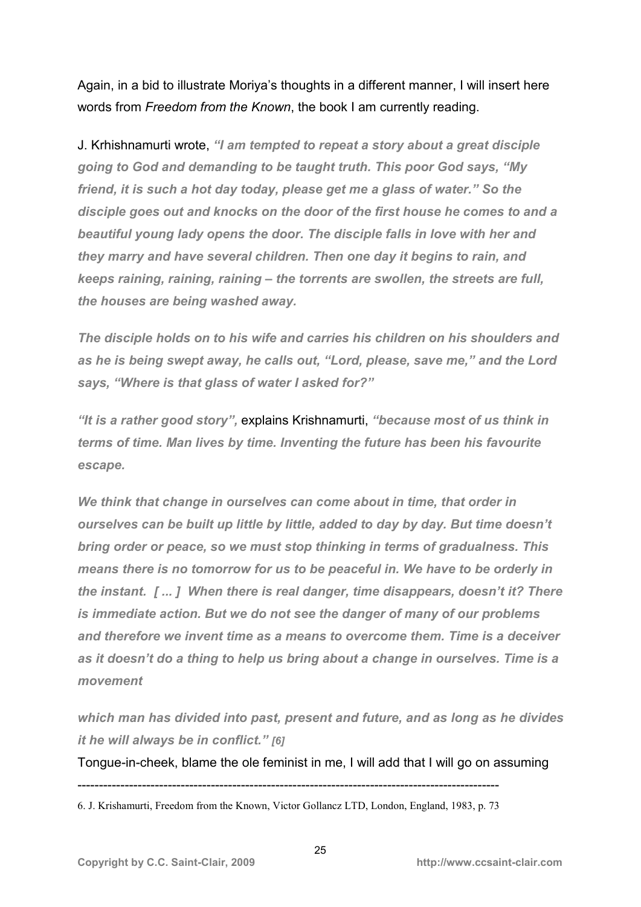Again, in a bid to illustrate Moriya's thoughts in a different manner, I will insert here words from *Freedom from the Known*, the book I am currently reading.

J. Krhishnamurti wrote, ***"I am tempted to repeat a story about a great disciple going to God and demanding to be taught truth. This poor God says, "My friend, it is such a hot day today, please get me a glass of water." So the disciple goes out and knocks on the door of the first house he comes to and a beautiful young lady opens the door. The disciple falls in love with her and they marry and have several children. Then one day it begins to rain, and keeps raining, raining, raining – the torrents are swollen, the streets are full, the houses are being washed away.***

***The disciple holds on to his wife and carries his children on his shoulders and as he is being swept away, he calls out, "Lord, please, save me," and the Lord says, "Where is that glass of water I asked for?"***

***"It is a rather good story",*** explains Krishnamurti, ***"because most of us think in terms of time. Man lives by time. Inventing the future has been his favourite escape.***

***We think that change in ourselves can come about in time, that order in ourselves can be built up little by little, added to day by day. But time doesn't bring order or peace, so we must stop thinking in terms of gradualness. This means there is no tomorrow for us to be peaceful in. We have to be orderly in the instant. [ ... ] When there is real danger, time disappears, doesn't it? There is immediate action. But we do not see the danger of many of our problems and therefore we invent time as a means to overcome them. Time is a deceiver as it doesn't do a thing to help us bring about a change in ourselves. Time is a movement***

***which man has divided into past, present and future, and as long as he divides it he will always be in conflict."*** *[6]*

Tongue-in-cheek, blame the ole feminist in me, I will add that I will go on assuming

---

6. J. Krishamurti, Freedom from the Known, Victor Gollancz LTD, London, England, 1983, p. 73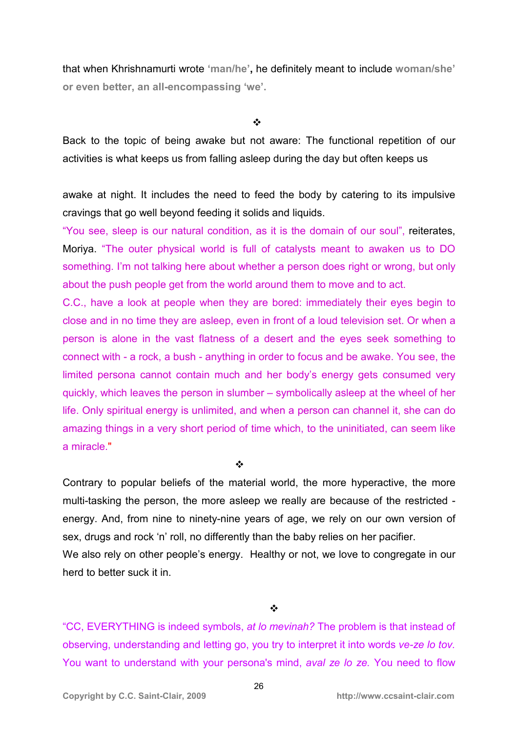that when Khrishnamurti wrote **'man/he'**, he definitely meant to include **woman/she' or even better, an all-encompassing 'we'.**

❖

Back to the topic of being awake but not aware: The functional repetition of our activities is what keeps us from falling asleep during the day but often keeps us awake at night. It includes the need to feed the body by catering to its impulsive cravings that go well beyond feeding it solids and liquids.

"You see, sleep is our natural condition, as it is the domain of our soul", reiterates, Moriya. "The outer physical world is full of catalysts meant to awaken us to DO something. I'm not talking here about whether a person does right or wrong, but only about the push people get from the world around them to move and to act.

C.C., have a look at people when they are bored: immediately their eyes begin to close and in no time they are asleep, even in front of a loud television set. Or when a person is alone in the vast flatness of a desert and the eyes seek something to connect with - a rock, a bush - anything in order to focus and be awake. You see, the limited persona cannot contain much and her body's energy gets consumed very quickly, which leaves the person in slumber – symbolically asleep at the wheel of her life. Only spiritual energy is unlimited, and when a person can channel it, she can do amazing things in a very short period of time which, to the uninitiated, can seem like a miracle."

❖

Contrary to popular beliefs of the material world, the more hyperactive, the more multi-tasking the person, the more asleep we really are because of the restricted - energy. And, from nine to ninety-nine years of age, we rely on our own version of sex, drugs and rock 'n' roll, no differently than the baby relies on her pacifier.

We also rely on other people's energy. Healthy or not, we love to congregate in our herd to better suck it in.

❖

"CC, EVERYTHING is indeed symbols, *at lo mevinah?* The problem is that instead of observing, understanding and letting go, you try to interpret it into words *ve-ze lo tov.* You want to understand with your persona's mind, *aval ze lo ze.* You need to flow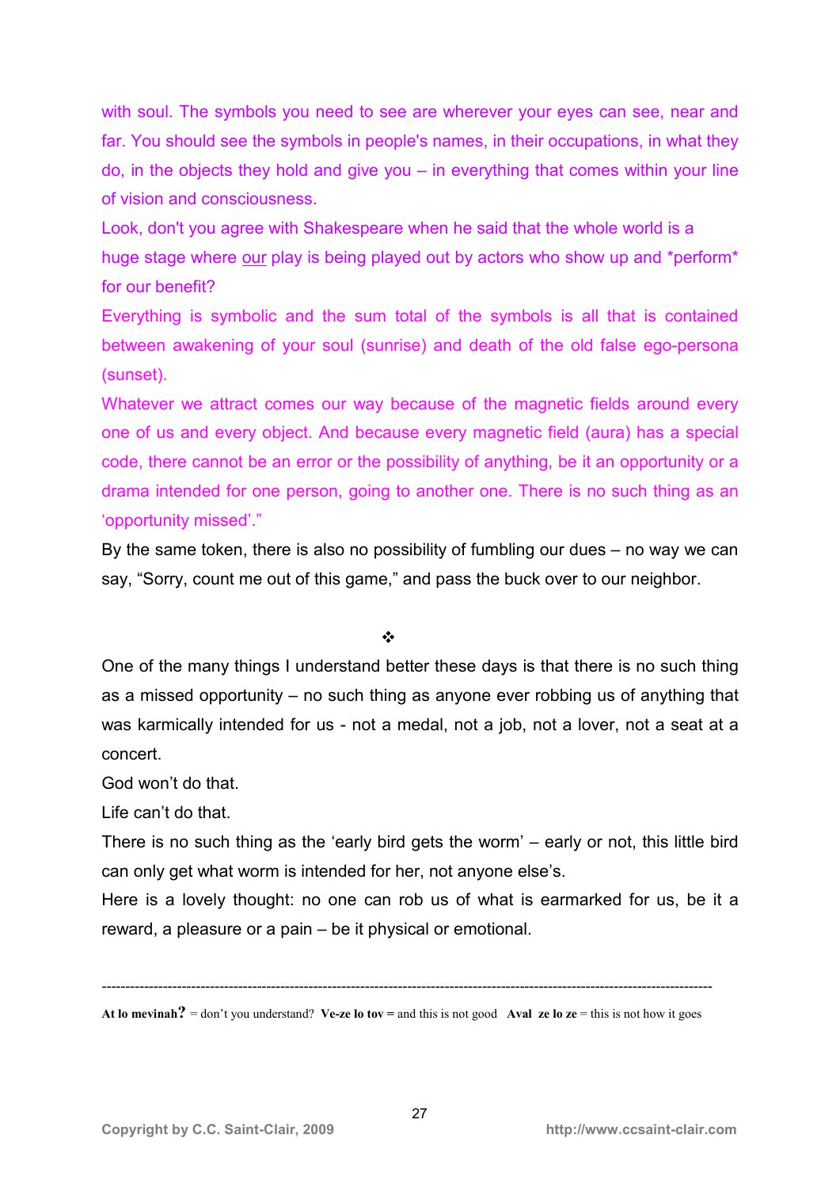with soul. The symbols you need to see are wherever your eyes can see, near and far. You should see the symbols in people's names, in their occupations, in what they do, in the objects they hold and give you – in everything that comes within your line of vision and consciousness.

Look, don't you agree with Shakespeare when he said that the whole world is a huge stage where <u>our</u> play is being played out by actors who show up and *perform* for our benefit?

Everything is symbolic and the sum total of the symbols is all that is contained between awakening of your soul (sunrise) and death of the old false ego-persona (sunset).

Whatever we attract comes our way because of the magnetic fields around every one of us and every object. And because every magnetic field (aura) has a special code, there cannot be an error or the possibility of anything, be it an opportunity or a drama intended for one person, going to another one. There is no such thing as an 'opportunity missed'."

By the same token, there is also no possibility of fumbling our dues – no way we can say, "Sorry, count me out of this game," and pass the buck over to our neighbor.

❖

One of the many things I understand better these days is that there is no such thing as a missed opportunity – no such thing as anyone ever robbing us of anything that was karmically intended for us - not a medal, not a job, not a lover, not a seat at a concert.

God won't do that.

Life can't do that.

There is no such thing as the 'early bird gets the worm' – early or not, this little bird can only get what worm is intended for her, not anyone else's.

Here is a lovely thought: no one can rob us of what is earmarked for us, be it a reward, a pleasure or a pain – be it physical or emotional.

---

**At lo mevinah?** = don't you understand? **Ve-ze lo tov =** and this is not good **Aval ze lo ze** = this is not how it goes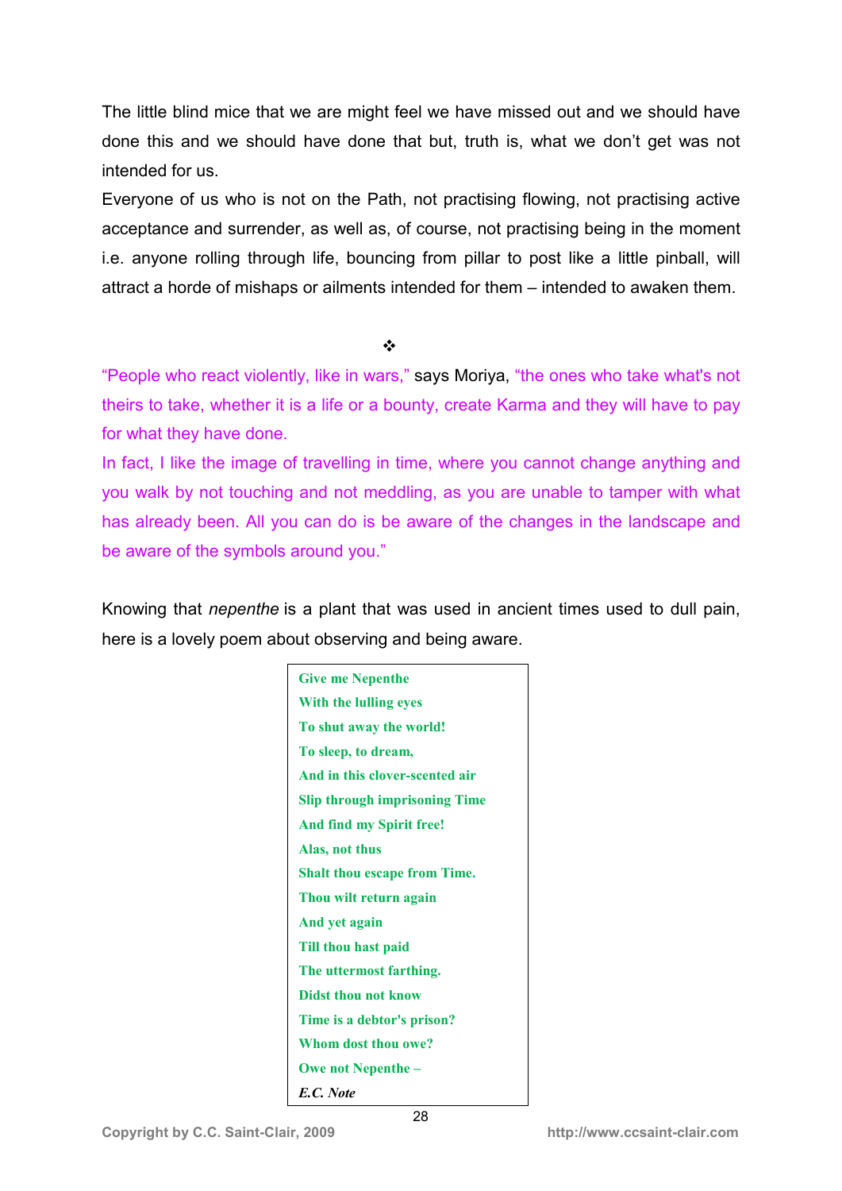The little blind mice that we are might feel we have missed out and we should have done this and we should have done that but, truth is, what we don't get was not intended for us.

Everyone of us who is not on the Path, not practising flowing, not practising active acceptance and surrender, as well as, of course, not practising being in the moment i.e. anyone rolling through life, bouncing from pillar to post like a little pinball, will attract a horde of mishaps or ailments intended for them – intended to awaken them.

❖

"People who react violently, like in wars," says Moriya, "the ones who take what's not theirs to take, whether it is a life or a bounty, create Karma and they will have to pay for what they have done.

In fact, I like the image of travelling in time, where you cannot change anything and you walk by not touching and not meddling, as you are unable to tamper with what has already been. All you can do is be aware of the changes in the landscape and be aware of the symbols around you."

Knowing that *nepenthe* is a plant that was used in ancient times used to dull pain, here is a lovely poem about observing and being aware.

**Give me Nepenthe**
**With the lulling eyes**
**To shut away the world!**
**To sleep, to dream,**
**And in this clover-scented air**
**Slip through imprisoning Time**
**And find my Spirit free!**
**Alas, not thus**
**Shalt thou escape from Time.**
**Thou wilt return again**
**And yet again**
**Till thou hast paid**
**The uttermost farthing.**
**Didst thou not know**
**Time is a debtor's prison?**
**Whom dost thou owe?**
**Owe not Nepenthe –**
***E.C. Note***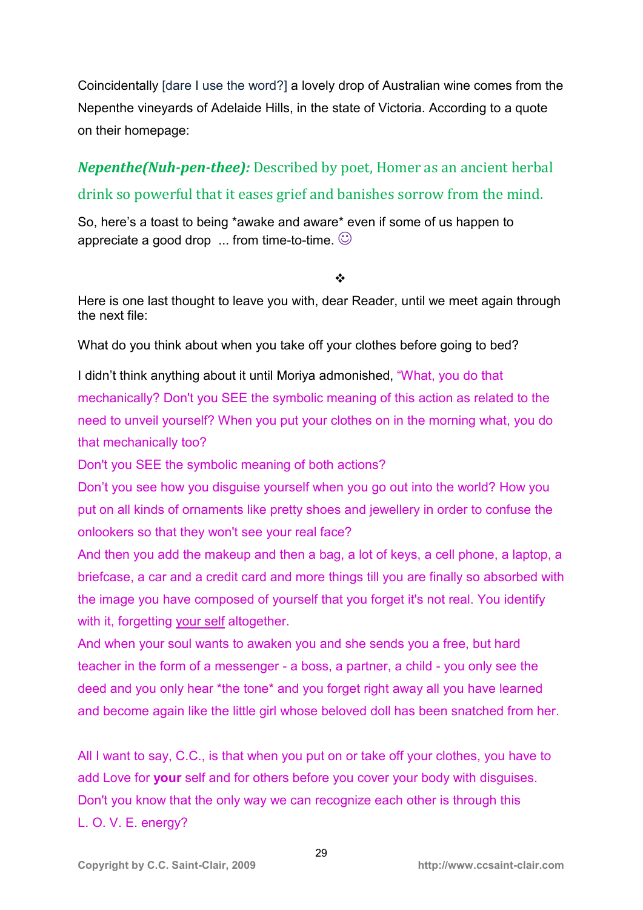Coincidentally [dare I use the word?] a lovely drop of Australian wine comes from the Nepenthe vineyards of Adelaide Hills, in the state of Victoria. According to a quote on their homepage:

***Nepenthe(Nuh-pen-thee):*** Described by poet, Homer as an ancient herbal drink so powerful that it eases grief and banishes sorrow from the mind.

So, here's a toast to being *awake and aware* even if some of us happen to appreciate a good drop ... from time-to-time. ☺

❖

Here is one last thought to leave you with, dear Reader, until we meet again through the next file:

What do you think about when you take off your clothes before going to bed?

I didn't think anything about it until Moriya admonished, "What, you do that mechanically? Don't you SEE the symbolic meaning of this action as related to the need to unveil yourself? When you put your clothes on in the morning what, you do that mechanically too?
Don't you SEE the symbolic meaning of both actions?
Don't you see how you disguise yourself when you go out into the world? How you put on all kinds of ornaments like pretty shoes and jewellery in order to confuse the onlookers so that they won't see your real face?
And then you add the makeup and then a bag, a lot of keys, a cell phone, a laptop, a briefcase, a car and a credit card and more things till you are finally so absorbed with the image you have composed of yourself that you forget it's not real. You identify with it, forgetting your self altogether.
And when your soul wants to awaken you and she sends you a free, but hard teacher in the form of a messenger - a boss, a partner, a child - you only see the deed and you only hear *the tone* and you forget right away all you have learned and become again like the little girl whose beloved doll has been snatched from her.

All I want to say, C.C., is that when you put on or take off your clothes, you have to add Love for **your** self and for others before you cover your body with disguises. Don't you know that the only way we can recognize each other is through this L. O. V. E. energy?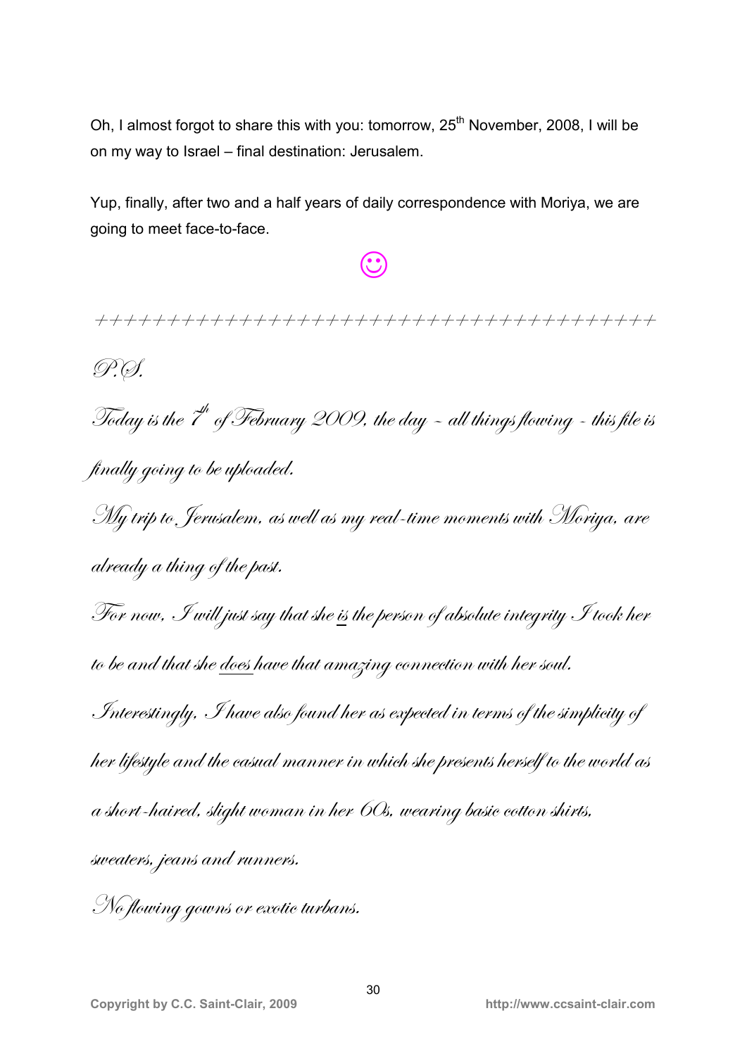Oh, I almost forgot to share this with you: tomorrow, 25th November, 2008, I will be on my way to Israel – final destination: Jerusalem.

Yup, finally, after two and a half years of daily correspondence with Moriya, we are going to meet face-to-face.

☺

++++++++++++++++++++++++++++++++++++++++

*P.S.*

*Today is the 7th of February 2009, the day – all things flowing – this file is finally going to be uploaded.*

*My trip to Jerusalem, as well as my real-time moments with Moriya, are already a thing of the past.*

*For now, I will just say that she is the person of absolute integrity I took her to be and that she does have that amazing connection with her soul.*

*Interestingly, I have also found her as expected in terms of the simplicity of her lifestyle and the casual manner in which she presents herself to the world as a short-haired, slight woman in her 60s, wearing basic cotton shirts, sweaters, jeans and runners.*

*No flowing gowns or exotic turbans.*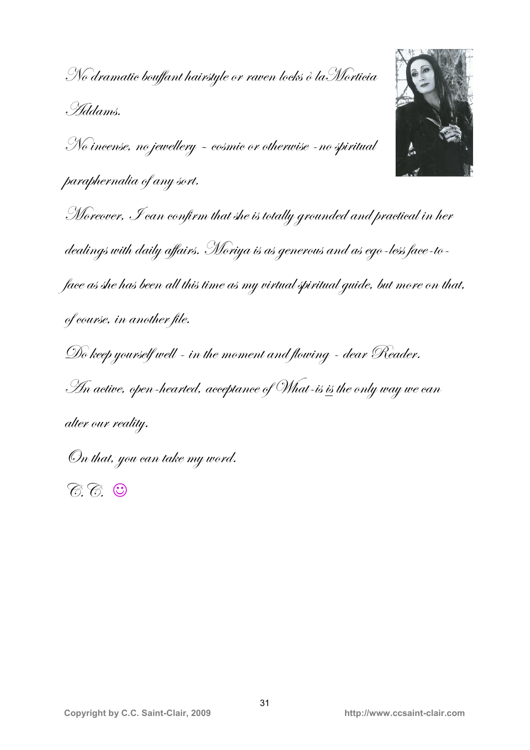*No dramatic bouffant hairstyle or raven locks à la Morticia Addams.*

*No incense, no jewellery ~ cosmic or otherwise - no spiritual paraphernalia of any sort.*

*Moreover, I can confirm that she is totally grounded and practical in her dealings with daily affairs. Moriya is as generous and as ego-less face-to-face as she has been all this time as my virtual spiritual guide, but more on that, of course, in another file.*

*Do keep yourself well - in the moment and flowing - dear Reader.*

*An active, open-hearted, acceptance of What-is <u>is</u> the only way we can alter our reality.*

*On that, you can take my word.*

*C.C.* ☺

**Copyright by C.C. Saint-Clair, 2009** **http://www.ccsaint-clair.com**